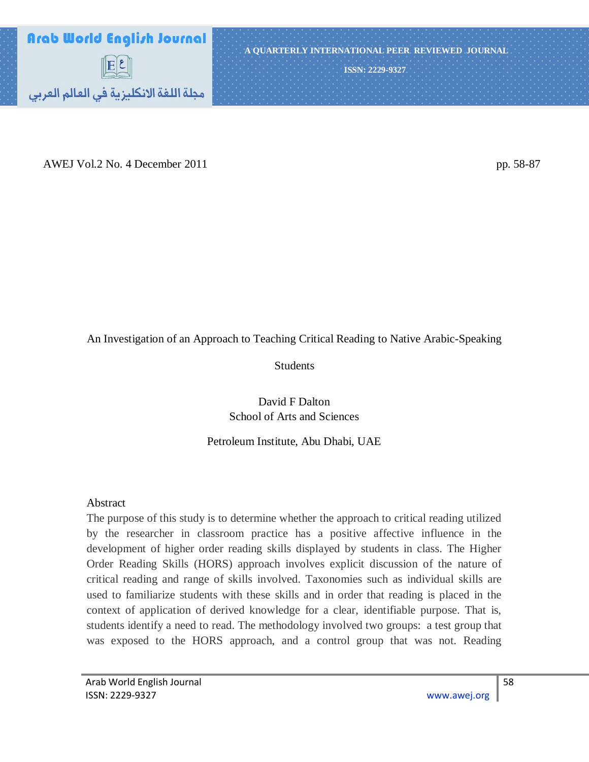# An Investigation of an Approach to Teaching Critical Reading to Native Arabic-Speaking Students

David F Dalton
School of Arts and Sciences

Petroleum Institute, Abu Dhabi, UAE

## Abstract

The purpose of this study is to determine whether the approach to critical reading utilized by the researcher in classroom practice has a positive affective influence in the development of higher order reading skills displayed by students in class. The Higher Order Reading Skills (HORS) approach involves explicit discussion of the nature of critical reading and range of skills involved. Taxonomies such as individual skills are used to familiarize students with these skills and in order that reading is placed in the context of application of derived knowledge for a clear, identifiable purpose. That is, students identify a need to read. The methodology involved two groups: a test group that was exposed to the HORS approach, and a control group that was not. Reading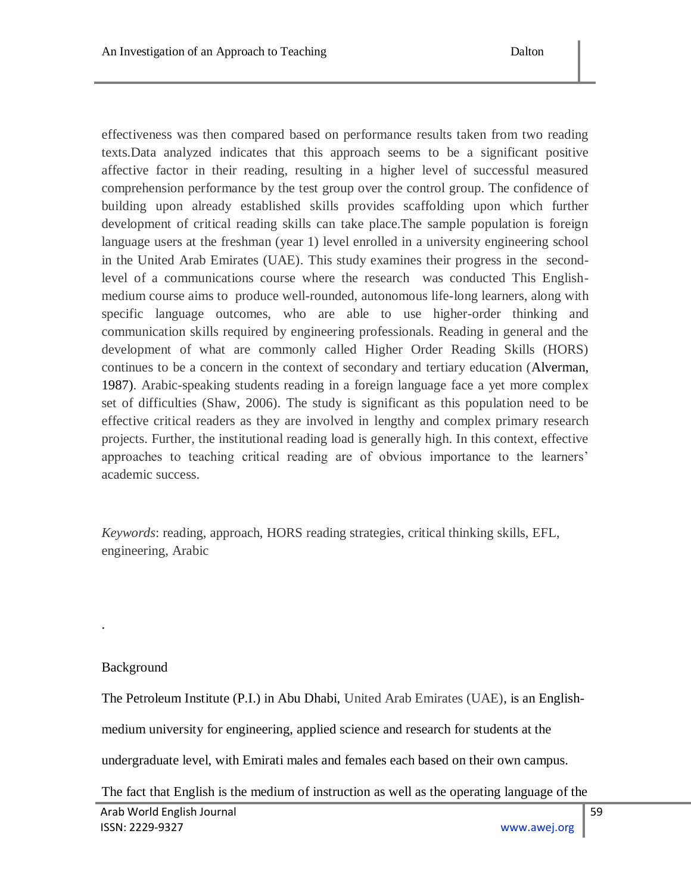effectiveness was then compared based on performance results taken from two reading texts.Data analyzed indicates that this approach seems to be a significant positive affective factor in their reading, resulting in a higher level of successful measured comprehension performance by the test group over the control group. The confidence of building upon already established skills provides scaffolding upon which further development of critical reading skills can take place.The sample population is foreign language users at the freshman (year 1) level enrolled in a university engineering school in the United Arab Emirates (UAE). This study examines their progress in the second-level of a communications course where the research was conducted This English-medium course aims to produce well-rounded, autonomous life-long learners, along with specific language outcomes, who are able to use higher-order thinking and communication skills required by engineering professionals. Reading in general and the development of what are commonly called Higher Order Reading Skills (HORS) continues to be a concern in the context of secondary and tertiary education (Alverman, 1987). Arabic-speaking students reading in a foreign language face a yet more complex set of difficulties (Shaw, 2006). The study is significant as this population need to be effective critical readers as they are involved in lengthy and complex primary research projects. Further, the institutional reading load is generally high. In this context, effective approaches to teaching critical reading are of obvious importance to the learners' academic success.

*Keywords*: reading, approach, HORS reading strategies, critical thinking skills, EFL, engineering, Arabic

.

## Background

The Petroleum Institute (P.I.) in Abu Dhabi, United Arab Emirates (UAE), is an English-medium university for engineering, applied science and research for students at the undergraduate level, with Emirati males and females each based on their own campus.

The fact that English is the medium of instruction as well as the operating language of the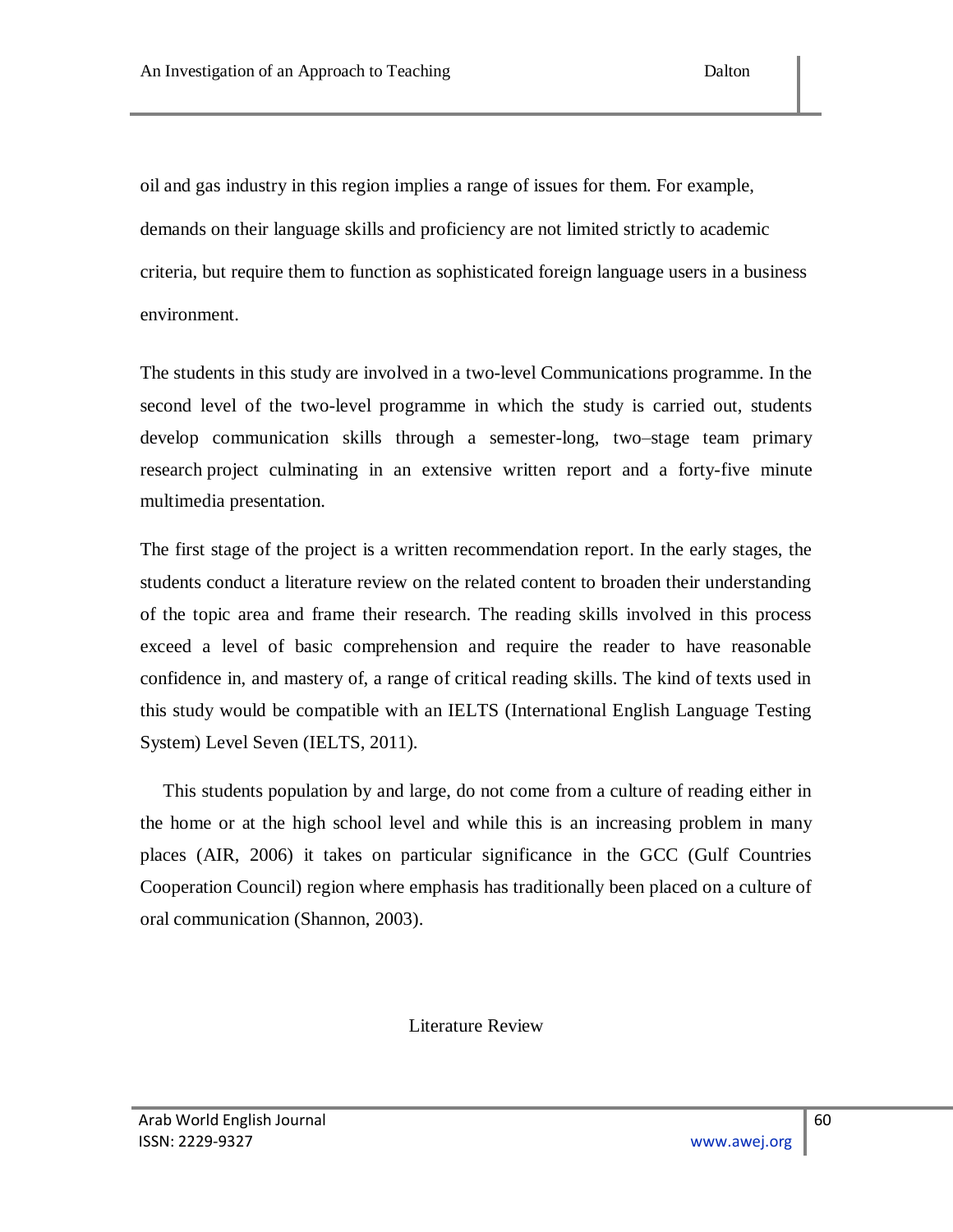oil and gas industry in this region implies a range of issues for them. For example, demands on their language skills and proficiency are not limited strictly to academic criteria, but require them to function as sophisticated foreign language users in a business environment.

The students in this study are involved in a two-level Communications programme. In the second level of the two-level programme in which the study is carried out, students develop communication skills through a semester-long, two–stage team primary research project culminating in an extensive written report and a forty-five minute multimedia presentation.

The first stage of the project is a written recommendation report. In the early stages, the students conduct a literature review on the related content to broaden their understanding of the topic area and frame their research. The reading skills involved in this process exceed a level of basic comprehension and require the reader to have reasonable confidence in, and mastery of, a range of critical reading skills. The kind of texts used in this study would be compatible with an IELTS (International English Language Testing System) Level Seven (IELTS, 2011).

This students population by and large, do not come from a culture of reading either in the home or at the high school level and while this is an increasing problem in many places (AIR, 2006) it takes on particular significance in the GCC (Gulf Countries Cooperation Council) region where emphasis has traditionally been placed on a culture of oral communication (Shannon, 2003).

## Literature Review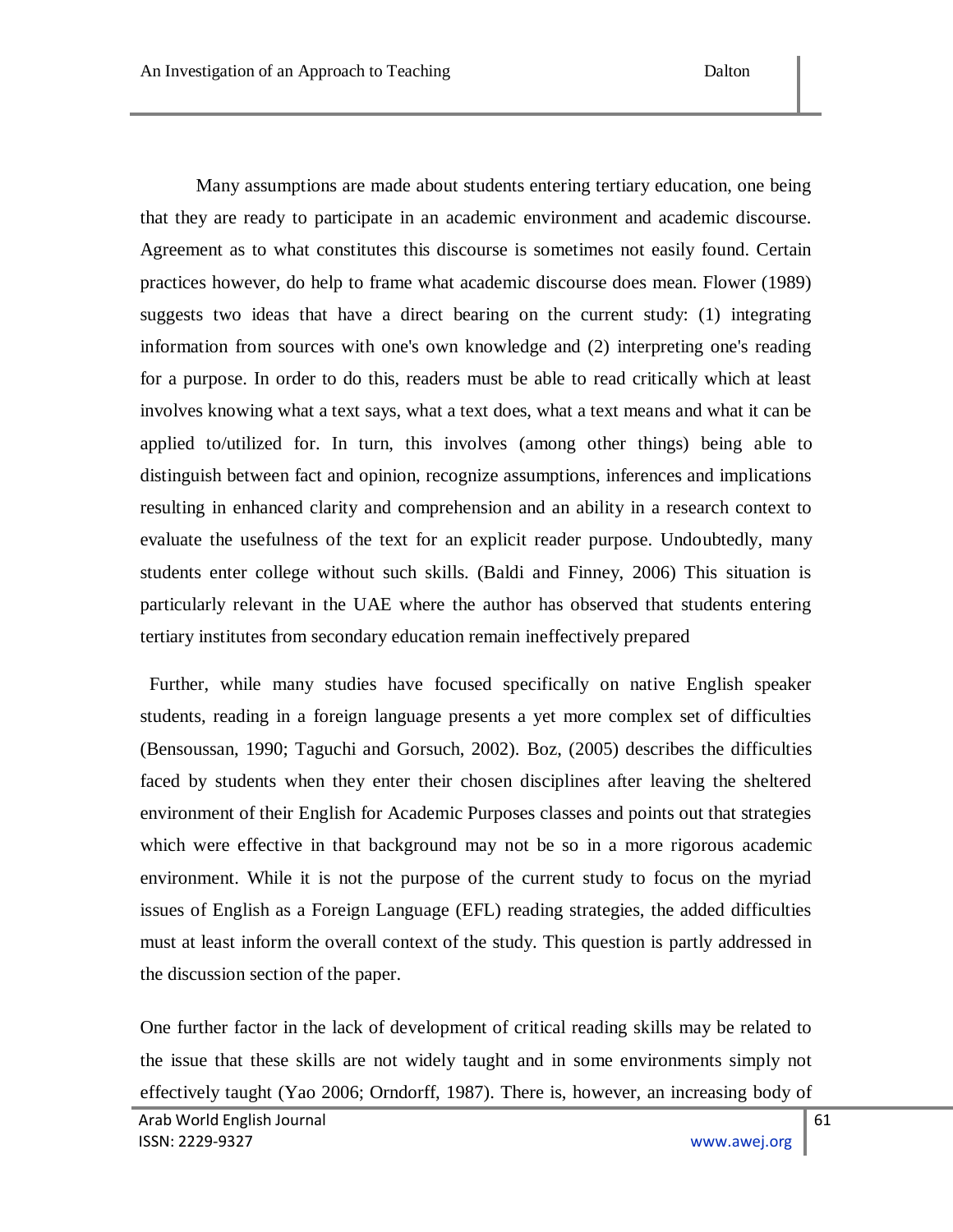Many assumptions are made about students entering tertiary education, one being that they are ready to participate in an academic environment and academic discourse. Agreement as to what constitutes this discourse is sometimes not easily found. Certain practices however, do help to frame what academic discourse does mean. Flower (1989) suggests two ideas that have a direct bearing on the current study: (1) integrating information from sources with one's own knowledge and (2) interpreting one's reading for a purpose. In order to do this, readers must be able to read critically which at least involves knowing what a text says, what a text does, what a text means and what it can be applied to/utilized for. In turn, this involves (among other things) being able to distinguish between fact and opinion, recognize assumptions, inferences and implications resulting in enhanced clarity and comprehension and an ability in a research context to evaluate the usefulness of the text for an explicit reader purpose. Undoubtedly, many students enter college without such skills. (Baldi and Finney, 2006) This situation is particularly relevant in the UAE where the author has observed that students entering tertiary institutes from secondary education remain ineffectively prepared

Further, while many studies have focused specifically on native English speaker students, reading in a foreign language presents a yet more complex set of difficulties (Bensoussan, 1990; Taguchi and Gorsuch, 2002). Boz, (2005) describes the difficulties faced by students when they enter their chosen disciplines after leaving the sheltered environment of their English for Academic Purposes classes and points out that strategies which were effective in that background may not be so in a more rigorous academic environment. While it is not the purpose of the current study to focus on the myriad issues of English as a Foreign Language (EFL) reading strategies, the added difficulties must at least inform the overall context of the study. This question is partly addressed in the discussion section of the paper.

One further factor in the lack of development of critical reading skills may be related to the issue that these skills are not widely taught and in some environments simply not effectively taught (Yao 2006; Orndorff, 1987). There is, however, an increasing body of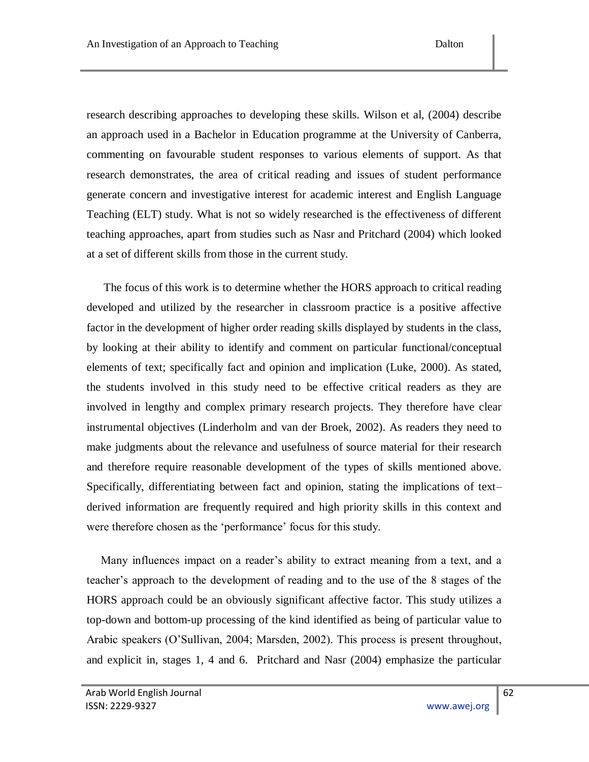research describing approaches to developing these skills. Wilson et al, (2004) describe an approach used in a Bachelor in Education programme at the University of Canberra, commenting on favourable student responses to various elements of support. As that research demonstrates, the area of critical reading and issues of student performance generate concern and investigative interest for academic interest and English Language Teaching (ELT) study. What is not so widely researched is the effectiveness of different teaching approaches, apart from studies such as Nasr and Pritchard (2004) which looked at a set of different skills from those in the current study.

The focus of this work is to determine whether the HORS approach to critical reading developed and utilized by the researcher in classroom practice is a positive affective factor in the development of higher order reading skills displayed by students in the class, by looking at their ability to identify and comment on particular functional/conceptual elements of text; specifically fact and opinion and implication (Luke, 2000). As stated, the students involved in this study need to be effective critical readers as they are involved in lengthy and complex primary research projects. They therefore have clear instrumental objectives (Linderholm and van der Broek, 2002). As readers they need to make judgments about the relevance and usefulness of source material for their research and therefore require reasonable development of the types of skills mentioned above. Specifically, differentiating between fact and opinion, stating the implications of text–derived information are frequently required and high priority skills in this context and were therefore chosen as the 'performance' focus for this study.

Many influences impact on a reader's ability to extract meaning from a text, and a teacher's approach to the development of reading and to the use of the 8 stages of the HORS approach could be an obviously significant affective factor. This study utilizes a top-down and bottom-up processing of the kind identified as being of particular value to Arabic speakers (O'Sullivan, 2004; Marsden, 2002). This process is present throughout, and explicit in, stages 1, 4 and 6. Pritchard and Nasr (2004) emphasize the particular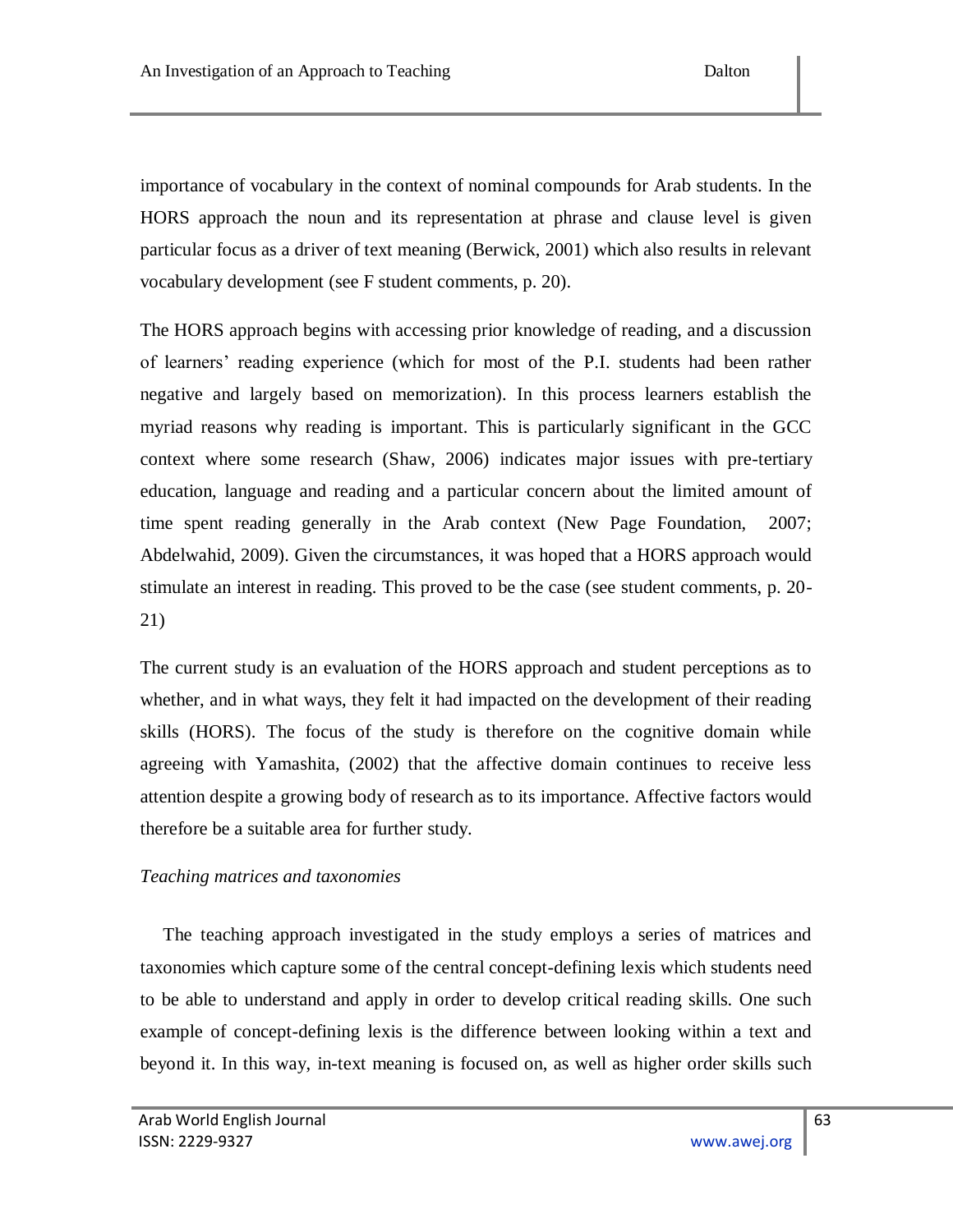importance of vocabulary in the context of nominal compounds for Arab students. In the HORS approach the noun and its representation at phrase and clause level is given particular focus as a driver of text meaning (Berwick, 2001) which also results in relevant vocabulary development (see F student comments, p. 20).

The HORS approach begins with accessing prior knowledge of reading, and a discussion of learners' reading experience (which for most of the P.I. students had been rather negative and largely based on memorization). In this process learners establish the myriad reasons why reading is important. This is particularly significant in the GCC context where some research (Shaw, 2006) indicates major issues with pre-tertiary education, language and reading and a particular concern about the limited amount of time spent reading generally in the Arab context (New Page Foundation, 2007; Abdelwahid, 2009). Given the circumstances, it was hoped that a HORS approach would stimulate an interest in reading. This proved to be the case (see student comments, p. 20-21)

The current study is an evaluation of the HORS approach and student perceptions as to whether, and in what ways, they felt it had impacted on the development of their reading skills (HORS). The focus of the study is therefore on the cognitive domain while agreeing with Yamashita, (2002) that the affective domain continues to receive less attention despite a growing body of research as to its importance. Affective factors would therefore be a suitable area for further study.

*Teaching matrices and taxonomies*

The teaching approach investigated in the study employs a series of matrices and taxonomies which capture some of the central concept-defining lexis which students need to be able to understand and apply in order to develop critical reading skills. One such example of concept-defining lexis is the difference between looking within a text and beyond it. In this way, in-text meaning is focused on, as well as higher order skills such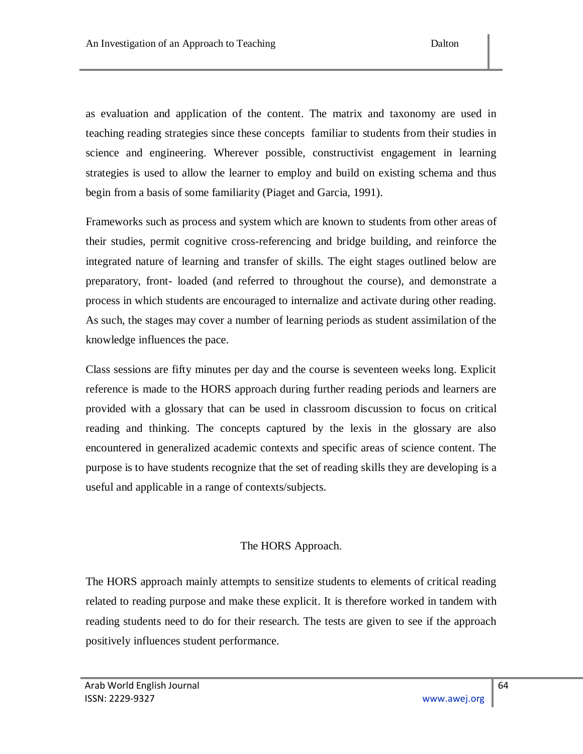as evaluation and application of the content. The matrix and taxonomy are used in teaching reading strategies since these concepts  familiar to students from their studies in science and engineering. Wherever possible, constructivist engagement in learning strategies is used to allow the learner to employ and build on existing schema and thus begin from a basis of some familiarity (Piaget and Garcia, 1991).

Frameworks such as process and system which are known to students from other areas of their studies, permit cognitive cross-referencing and bridge building, and reinforce the integrated nature of learning and transfer of skills. The eight stages outlined below are preparatory, front- loaded (and referred to throughout the course), and demonstrate a process in which students are encouraged to internalize and activate during other reading. As such, the stages may cover a number of learning periods as student assimilation of the knowledge influences the pace.

Class sessions are fifty minutes per day and the course is seventeen weeks long. Explicit reference is made to the HORS approach during further reading periods and learners are provided with a glossary that can be used in classroom discussion to focus on critical reading and thinking. The concepts captured by the lexis in the glossary are also encountered in generalized academic contexts and specific areas of science content. The purpose is to have students recognize that the set of reading skills they are developing is a useful and applicable in a range of contexts/subjects.

## The HORS Approach.

The HORS approach mainly attempts to sensitize students to elements of critical reading related to reading purpose and make these explicit. It is therefore worked in tandem with reading students need to do for their research. The tests are given to see if the approach positively influences student performance.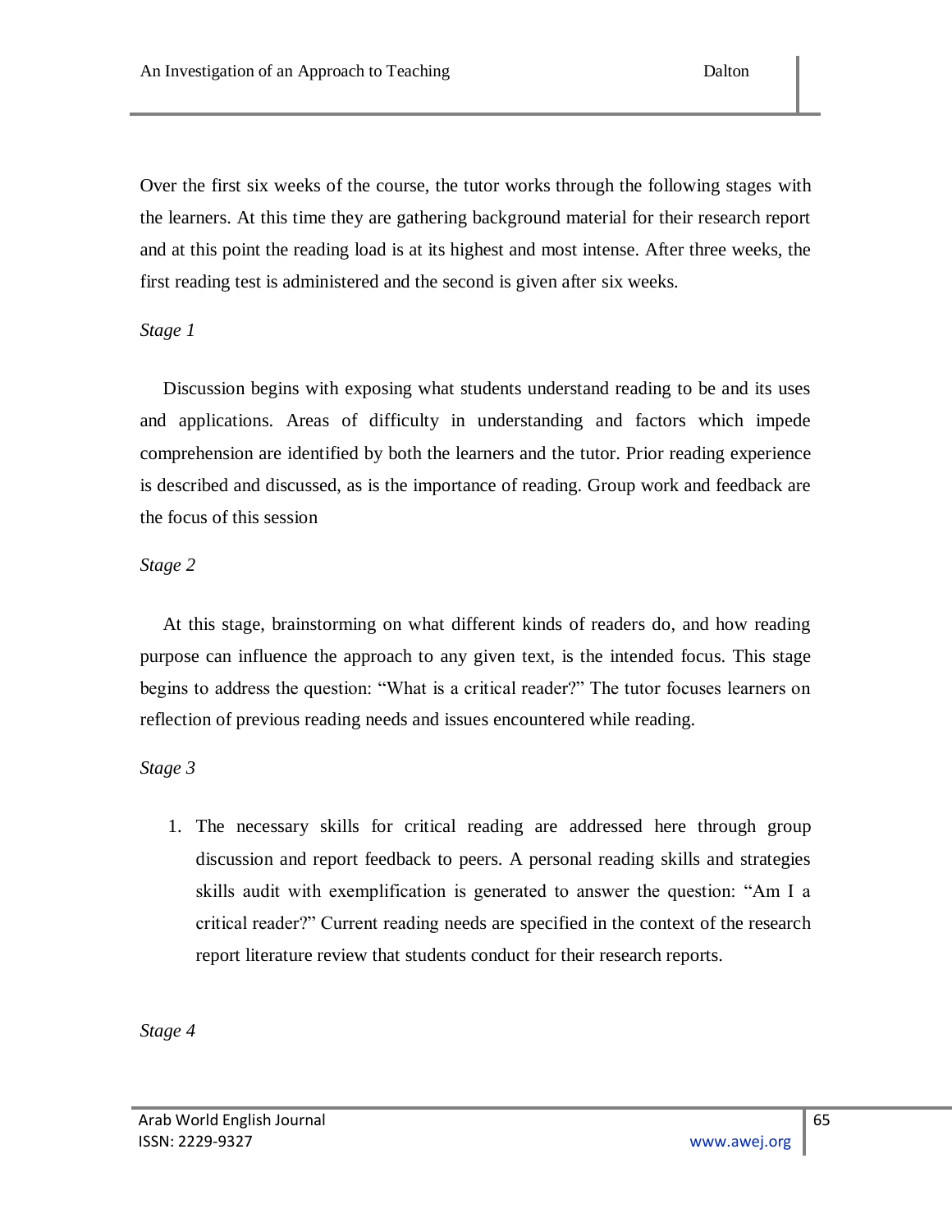Over the first six weeks of the course, the tutor works through the following stages with the learners. At this time they are gathering background material for their research report and at this point the reading load is at its highest and most intense. After three weeks, the first reading test is administered and the second is given after six weeks.

*Stage 1*

Discussion begins with exposing what students understand reading to be and its uses and applications. Areas of difficulty in understanding and factors which impede comprehension are identified by both the learners and the tutor. Prior reading experience is described and discussed, as is the importance of reading. Group work and feedback are the focus of this session

*Stage 2*

At this stage, brainstorming on what different kinds of readers do, and how reading purpose can influence the approach to any given text, is the intended focus. This stage begins to address the question: "What is a critical reader?" The tutor focuses learners on reflection of previous reading needs and issues encountered while reading.

*Stage 3*

1. The necessary skills for critical reading are addressed here through group discussion and report feedback to peers. A personal reading skills and strategies skills audit with exemplification is generated to answer the question: "Am I a critical reader?" Current reading needs are specified in the context of the research report literature review that students conduct for their research reports.

*Stage 4*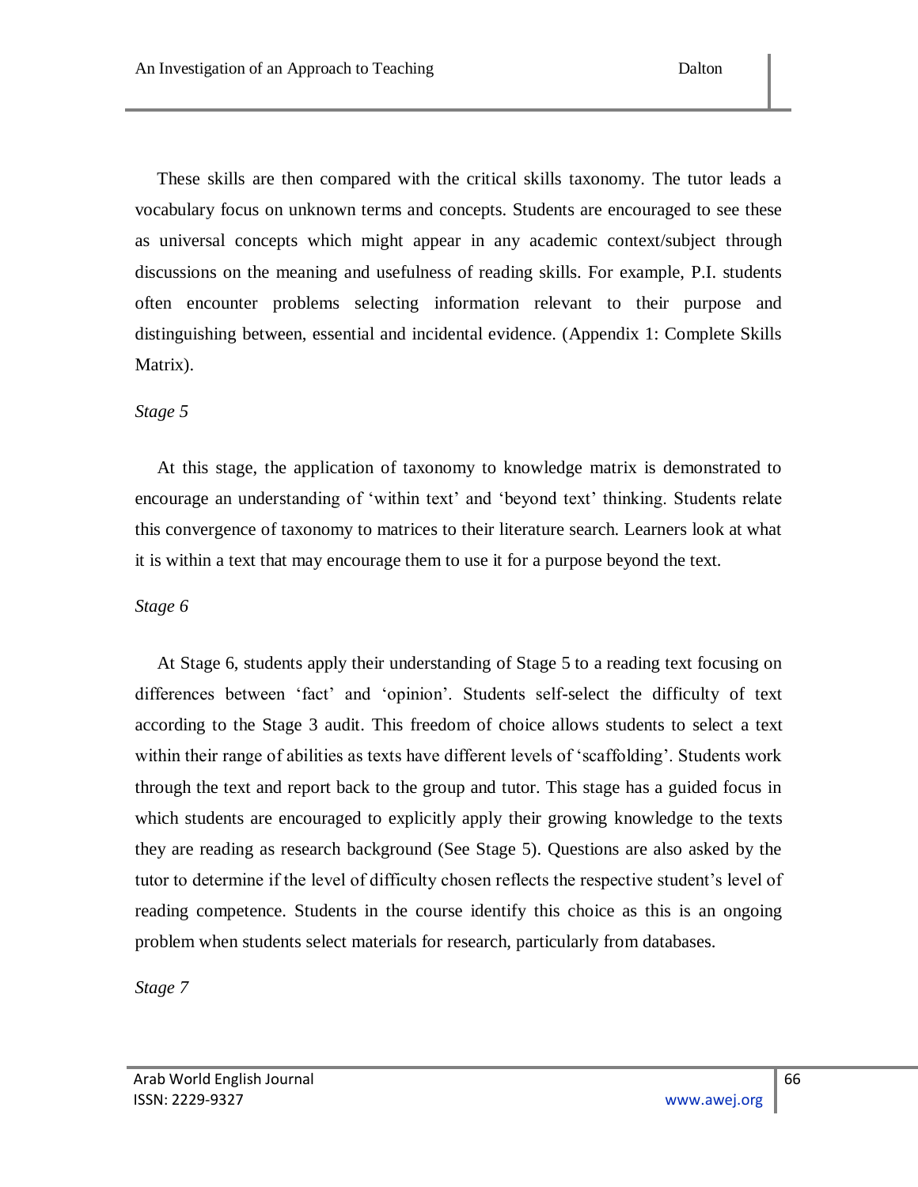These skills are then compared with the critical skills taxonomy. The tutor leads a vocabulary focus on unknown terms and concepts. Students are encouraged to see these as universal concepts which might appear in any academic context/subject through discussions on the meaning and usefulness of reading skills. For example, P.I. students often encounter problems selecting information relevant to their purpose and distinguishing between, essential and incidental evidence. (Appendix 1: Complete Skills Matrix).

*Stage 5*

At this stage, the application of taxonomy to knowledge matrix is demonstrated to encourage an understanding of 'within text' and 'beyond text' thinking. Students relate this convergence of taxonomy to matrices to their literature search. Learners look at what it is within a text that may encourage them to use it for a purpose beyond the text.

*Stage 6*

At Stage 6, students apply their understanding of Stage 5 to a reading text focusing on differences between 'fact' and 'opinion'. Students self-select the difficulty of text according to the Stage 3 audit. This freedom of choice allows students to select a text within their range of abilities as texts have different levels of 'scaffolding'. Students work through the text and report back to the group and tutor. This stage has a guided focus in which students are encouraged to explicitly apply their growing knowledge to the texts they are reading as research background (See Stage 5). Questions are also asked by the tutor to determine if the level of difficulty chosen reflects the respective student's level of reading competence. Students in the course identify this choice as this is an ongoing problem when students select materials for research, particularly from databases.

*Stage 7*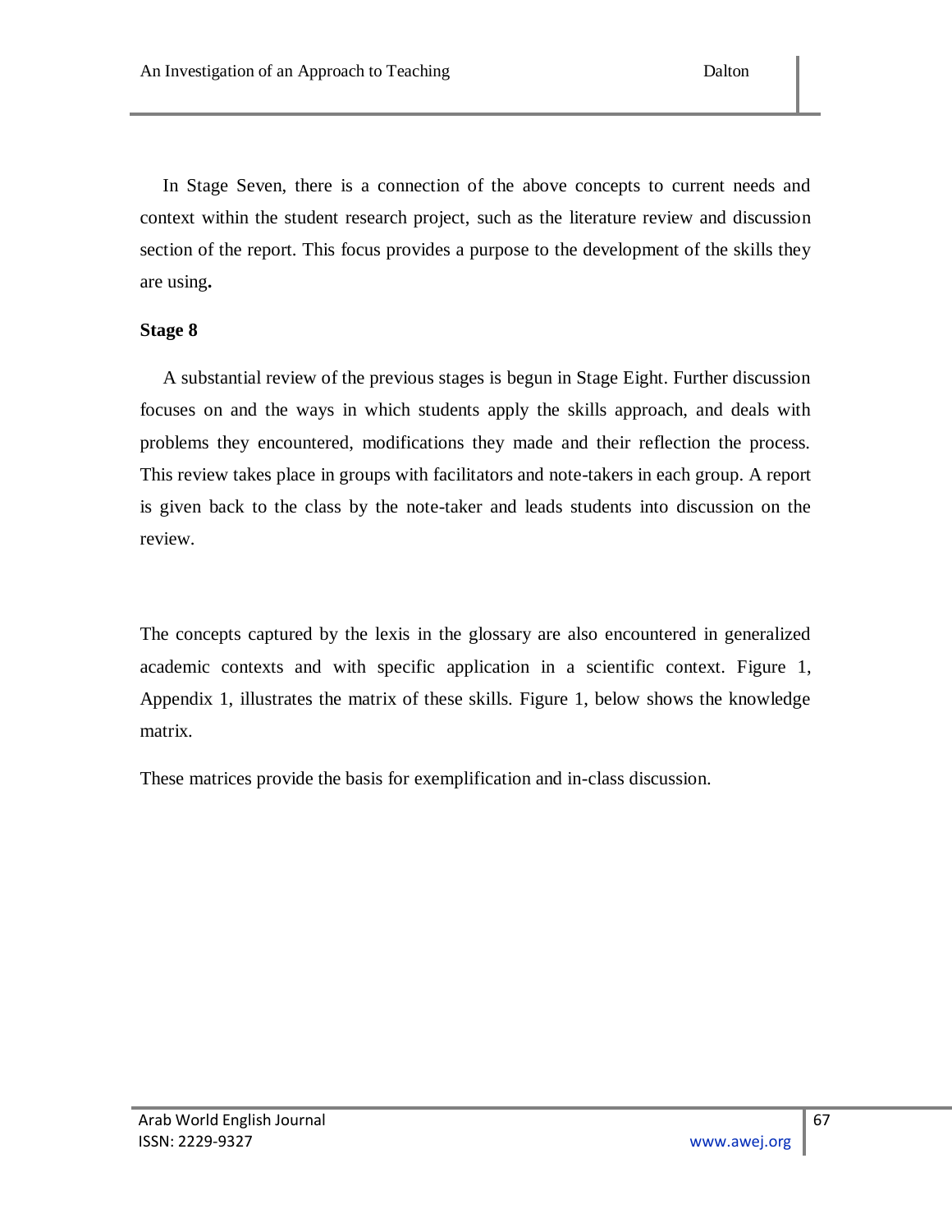In Stage Seven, there is a connection of the above concepts to current needs and context within the student research project, such as the literature review and discussion section of the report. This focus provides a purpose to the development of the skills they are using**.**

**Stage 8**

A substantial review of the previous stages is begun in Stage Eight. Further discussion focuses on and the ways in which students apply the skills approach, and deals with problems they encountered, modifications they made and their reflection the process. This review takes place in groups with facilitators and note-takers in each group. A report is given back to the class by the note-taker and leads students into discussion on the review.

The concepts captured by the lexis in the glossary are also encountered in generalized academic contexts and with specific application in a scientific context. Figure 1, Appendix 1, illustrates the matrix of these skills. Figure 1, below shows the knowledge matrix.

These matrices provide the basis for exemplification and in-class discussion.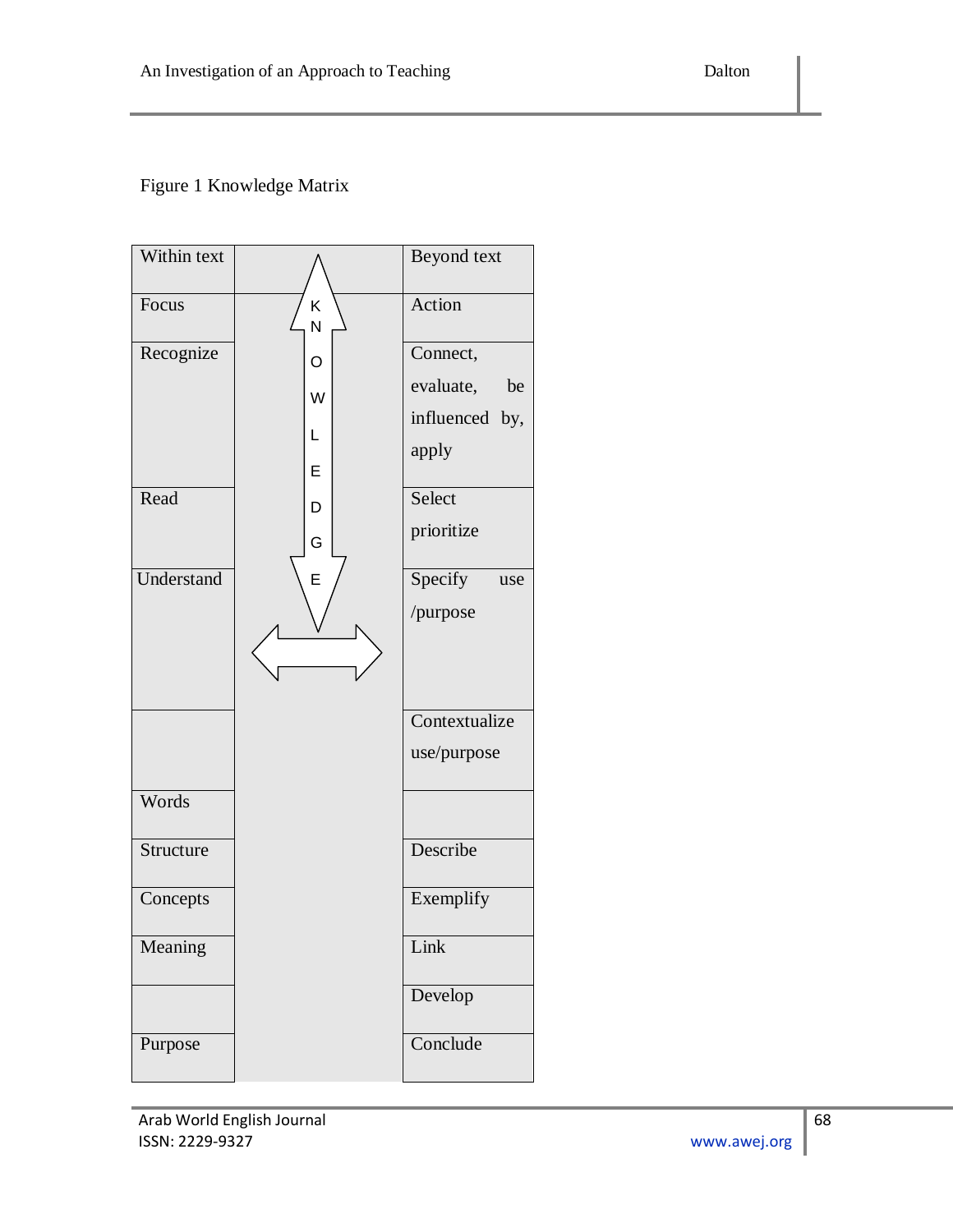Figure 1 Knowledge Matrix

| Within text | KNOWLEDGE | Beyond text |
|---|---|---|
| Focus | | Action |
| Recognize | | Connect, evaluate, be influenced by, apply |
| Read | | Select prioritize |
| Understand | | Specify use /purpose |
| | | Contextualize use/purpose |
| Words | | |
| Structure | | Describe |
| Concepts | | Exemplify |
| Meaning | | Link |
| | | Develop |
| Purpose | | Conclude |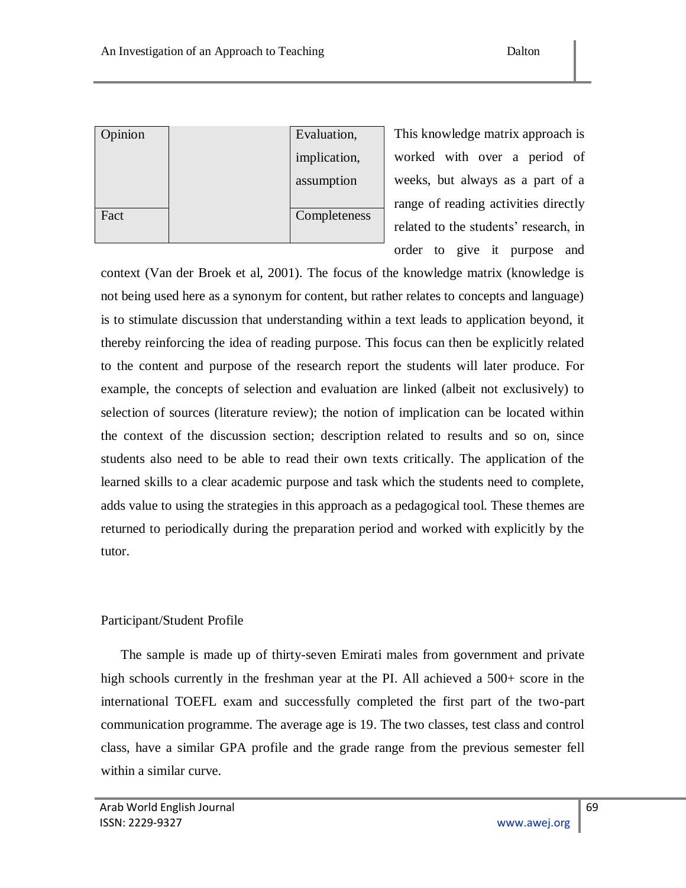| Opinion | | Evaluation, implication, assumption |
|---|---|---|
| Fact | | Completeness |

This knowledge matrix approach is worked with over a period of weeks, but always as a part of a range of reading activities directly related to the students' research, in order to give it purpose and context (Van der Broek et al, 2001). The focus of the knowledge matrix (knowledge is not being used here as a synonym for content, but rather relates to concepts and language) is to stimulate discussion that understanding within a text leads to application beyond, it thereby reinforcing the idea of reading purpose. This focus can then be explicitly related to the content and purpose of the research report the students will later produce. For example, the concepts of selection and evaluation are linked (albeit not exclusively) to selection of sources (literature review); the notion of implication can be located within the context of the discussion section; description related to results and so on, since students also need to be able to read their own texts critically. The application of the learned skills to a clear academic purpose and task which the students need to complete, adds value to using the strategies in this approach as a pedagogical tool. These themes are returned to periodically during the preparation period and worked with explicitly by the tutor.

## Participant/Student Profile

The sample is made up of thirty-seven Emirati males from government and private high schools currently in the freshman year at the PI. All achieved a 500+ score in the international TOEFL exam and successfully completed the first part of the two-part communication programme. The average age is 19. The two classes, test class and control class, have a similar GPA profile and the grade range from the previous semester fell within a similar curve.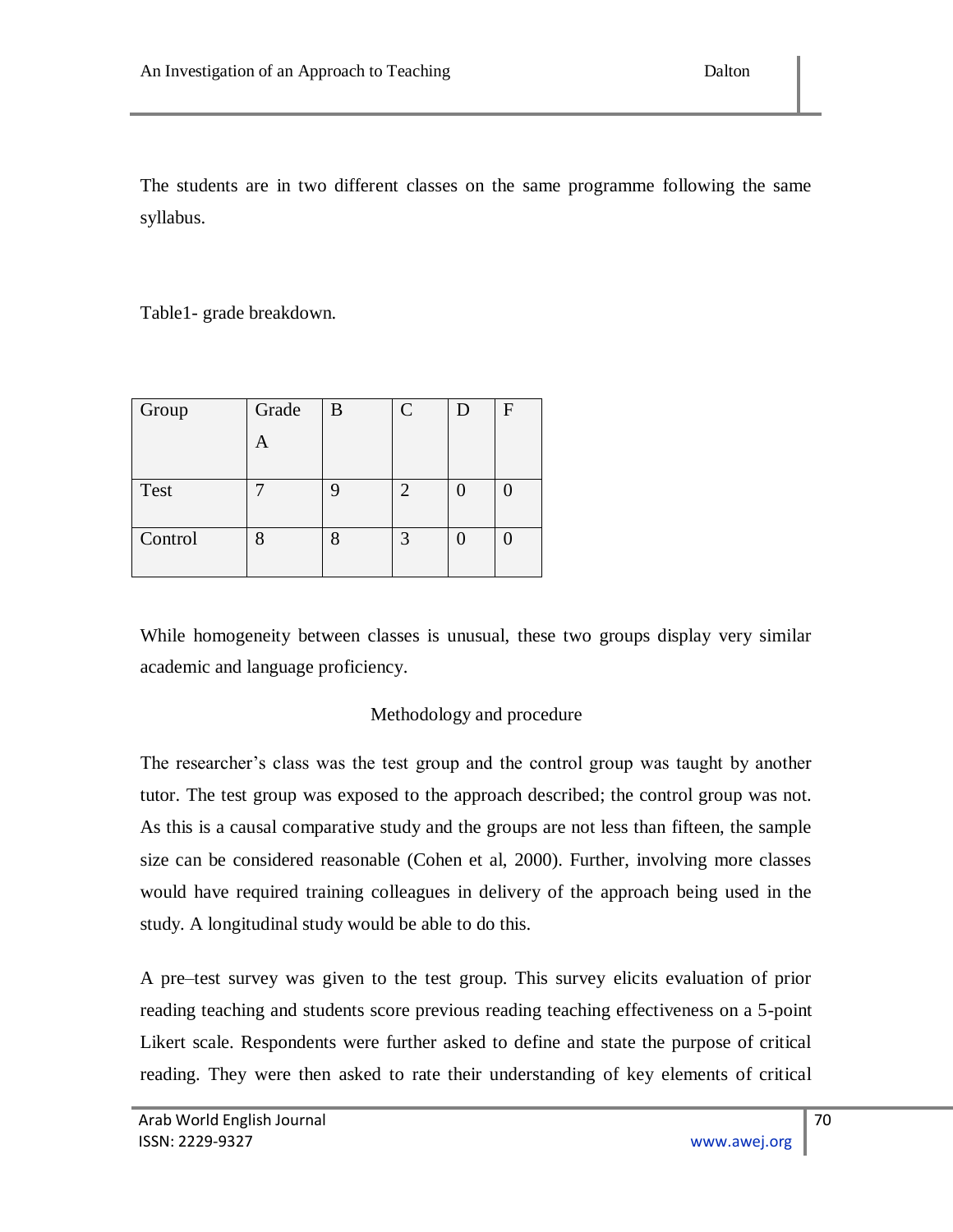The students are in two different classes on the same programme following the same syllabus.

Table1- grade breakdown.

| Group | Grade A | B | C | D | F |
|---|---|---|---|---|---|
| Test | 7 | 9 | 2 | 0 | 0 |
| Control | 8 | 8 | 3 | 0 | 0 |

While homogeneity between classes is unusual, these two groups display very similar academic and language proficiency.

## Methodology and procedure

The researcher's class was the test group and the control group was taught by another tutor. The test group was exposed to the approach described; the control group was not. As this is a causal comparative study and the groups are not less than fifteen, the sample size can be considered reasonable (Cohen et al, 2000). Further, involving more classes would have required training colleagues in delivery of the approach being used in the study. A longitudinal study would be able to do this.

A pre–test survey was given to the test group. This survey elicits evaluation of prior reading teaching and students score previous reading teaching effectiveness on a 5-point Likert scale. Respondents were further asked to define and state the purpose of critical reading. They were then asked to rate their understanding of key elements of critical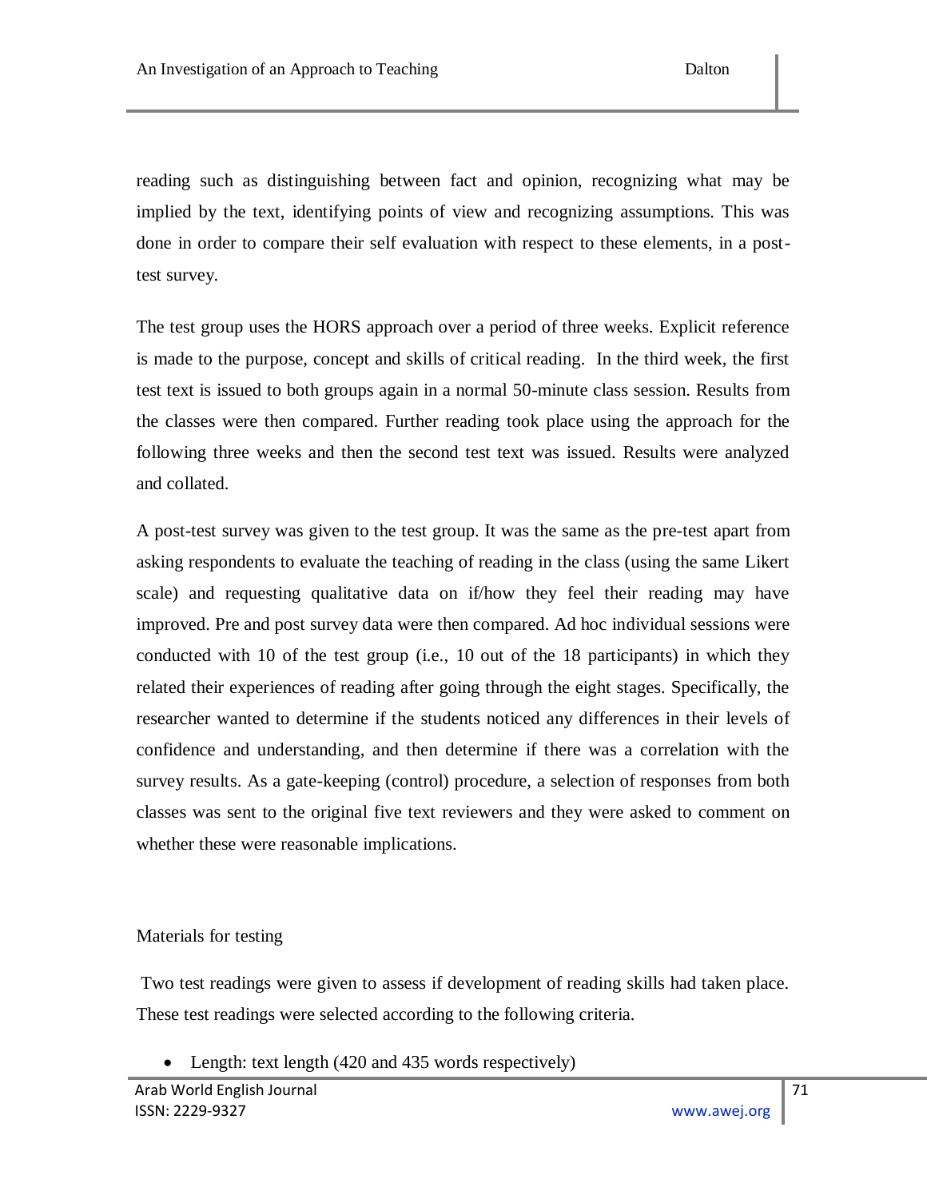reading such as distinguishing between fact and opinion, recognizing what may be implied by the text, identifying points of view and recognizing assumptions. This was done in order to compare their self evaluation with respect to these elements, in a post-test survey.

The test group uses the HORS approach over a period of three weeks. Explicit reference is made to the purpose, concept and skills of critical reading. In the third week, the first test text is issued to both groups again in a normal 50-minute class session. Results from the classes were then compared. Further reading took place using the approach for the following three weeks and then the second test text was issued. Results were analyzed and collated.

A post-test survey was given to the test group. It was the same as the pre-test apart from asking respondents to evaluate the teaching of reading in the class (using the same Likert scale) and requesting qualitative data on if/how they feel their reading may have improved. Pre and post survey data were then compared. Ad hoc individual sessions were conducted with 10 of the test group (i.e., 10 out of the 18 participants) in which they related their experiences of reading after going through the eight stages. Specifically, the researcher wanted to determine if the students noticed any differences in their levels of confidence and understanding, and then determine if there was a correlation with the survey results. As a gate-keeping (control) procedure, a selection of responses from both classes was sent to the original five text reviewers and they were asked to comment on whether these were reasonable implications.

Materials for testing

Two test readings were given to assess if development of reading skills had taken place. These test readings were selected according to the following criteria.

- Length: text length (420 and 435 words respectively)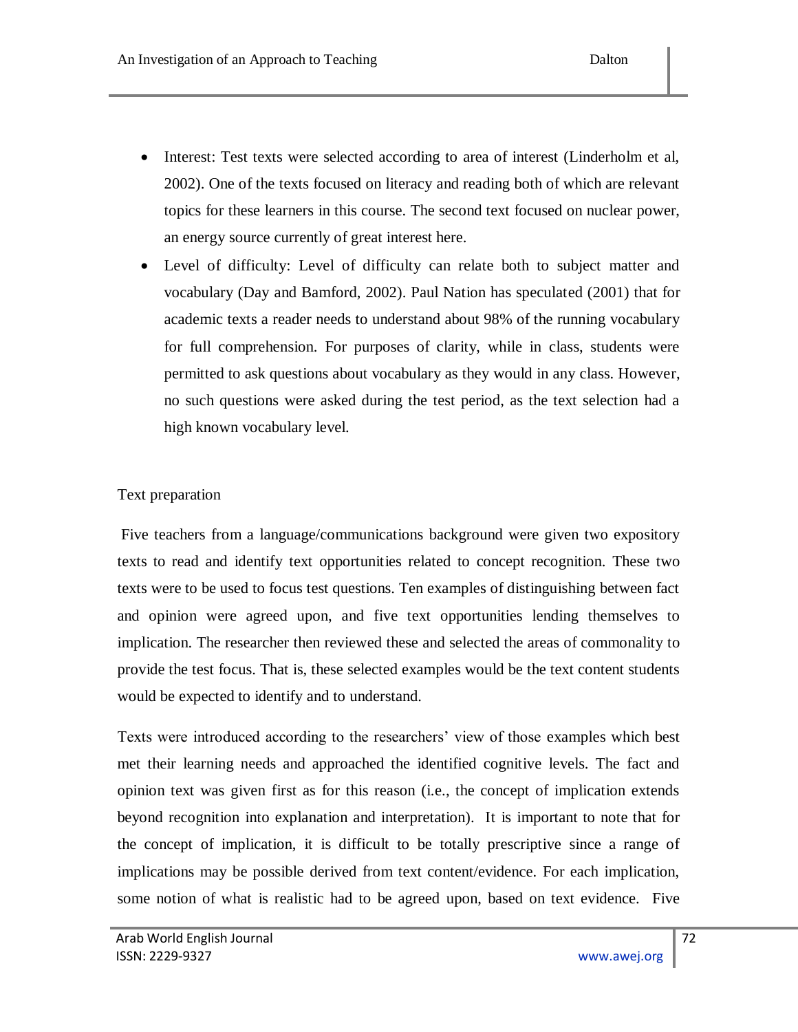- Interest: Test texts were selected according to area of interest (Linderholm et al, 2002). One of the texts focused on literacy and reading both of which are relevant topics for these learners in this course. The second text focused on nuclear power, an energy source currently of great interest here.
- Level of difficulty: Level of difficulty can relate both to subject matter and vocabulary (Day and Bamford, 2002). Paul Nation has speculated (2001) that for academic texts a reader needs to understand about 98% of the running vocabulary for full comprehension. For purposes of clarity, while in class, students were permitted to ask questions about vocabulary as they would in any class. However, no such questions were asked during the test period, as the text selection had a high known vocabulary level.

Text preparation

Five teachers from a language/communications background were given two expository texts to read and identify text opportunities related to concept recognition. These two texts were to be used to focus test questions. Ten examples of distinguishing between fact and opinion were agreed upon, and five text opportunities lending themselves to implication. The researcher then reviewed these and selected the areas of commonality to provide the test focus. That is, these selected examples would be the text content students would be expected to identify and to understand.

Texts were introduced according to the researchers' view of those examples which best met their learning needs and approached the identified cognitive levels. The fact and opinion text was given first as for this reason (i.e., the concept of implication extends beyond recognition into explanation and interpretation). It is important to note that for the concept of implication, it is difficult to be totally prescriptive since a range of implications may be possible derived from text content/evidence. For each implication, some notion of what is realistic had to be agreed upon, based on text evidence. Five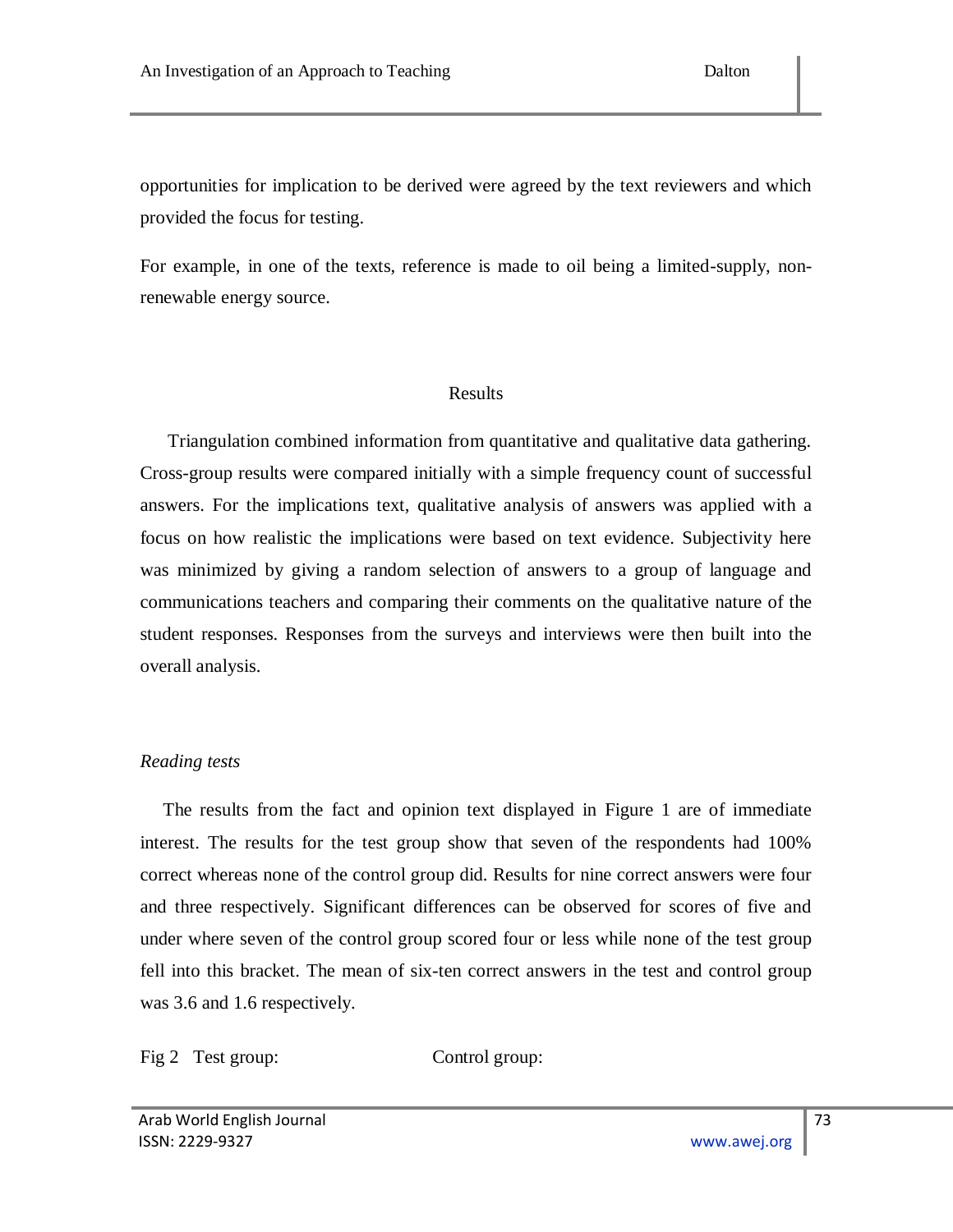opportunities for implication to be derived were agreed by the text reviewers and which provided the focus for testing.

For example, in one of the texts, reference is made to oil being a limited-supply, non-renewable energy source.

## Results

Triangulation combined information from quantitative and qualitative data gathering. Cross-group results were compared initially with a simple frequency count of successful answers. For the implications text, qualitative analysis of answers was applied with a focus on how realistic the implications were based on text evidence. Subjectivity here was minimized by giving a random selection of answers to a group of language and communications teachers and comparing their comments on the qualitative nature of the student responses. Responses from the surveys and interviews were then built into the overall analysis.

### *Reading tests*

The results from the fact and opinion text displayed in Figure 1 are of immediate interest. The results for the test group show that seven of the respondents had 100% correct whereas none of the control group did. Results for nine correct answers were four and three respectively. Significant differences can be observed for scores of five and under where seven of the control group scored four or less while none of the test group fell into this bracket. The mean of six-ten correct answers in the test and control group was 3.6 and 1.6 respectively.

Fig 2 Test group: Control group: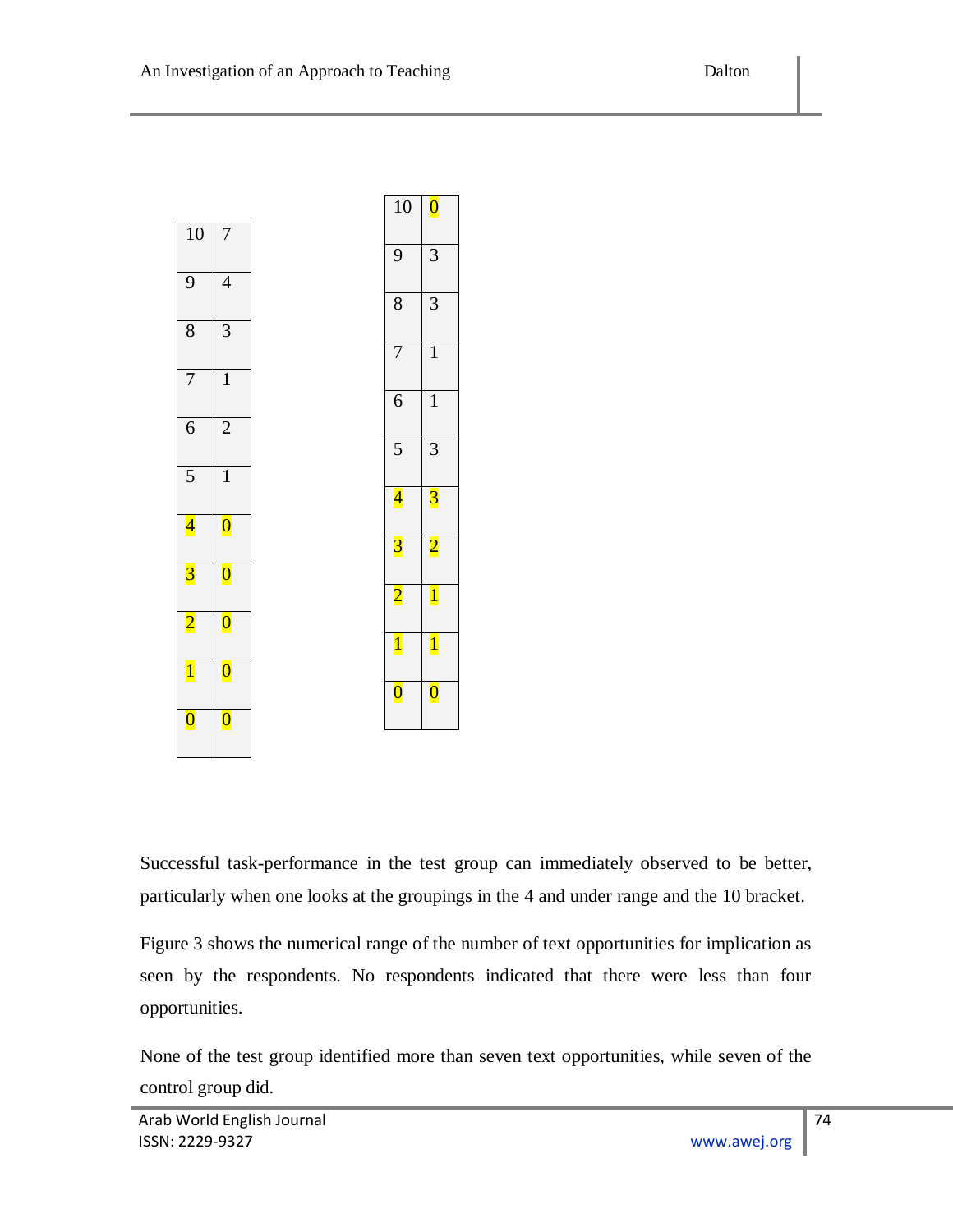| 10 | 7 |
|---|---|
| 9 | 4 |
| 8 | 3 |
| 7 | 1 |
| 6 | 2 |
| 5 | 1 |
| 4 | 0 |
| 3 | 0 |
| 2 | 0 |
| 1 | 0 |
| 0 | 0 |

| 10 | 0 |
|---|---|
| 9 | 3 |
| 8 | 3 |
| 7 | 1 |
| 6 | 1 |
| 5 | 3 |
| 4 | 3 |
| 3 | 2 |
| 2 | 1 |
| 1 | 1 |
| 0 | 0 |

Successful task-performance in the test group can immediately observed to be better, particularly when one looks at the groupings in the 4 and under range and the 10 bracket.

Figure 3 shows the numerical range of the number of text opportunities for implication as seen by the respondents. No respondents indicated that there were less than four opportunities.

None of the test group identified more than seven text opportunities, while seven of the control group did.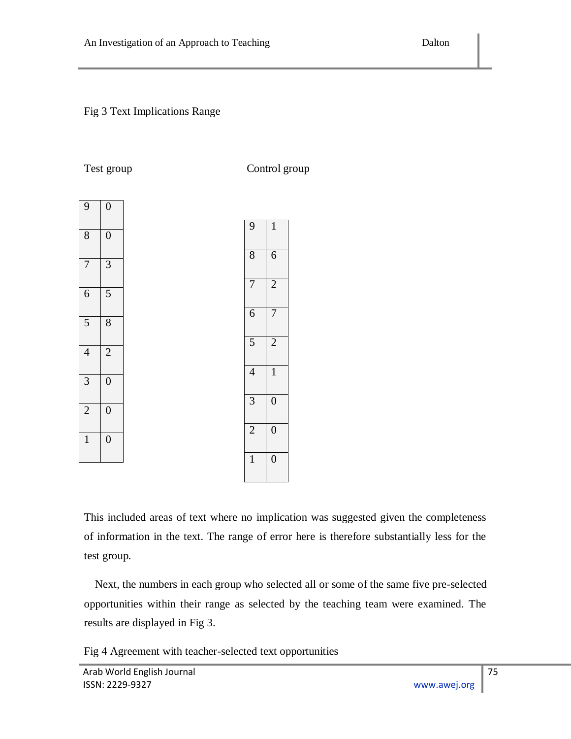Fig 3 Text Implications Range

Test group

| | |
|---|---|
| 9 | 0 |
| 8 | 0 |
| 7 | 3 |
| 6 | 5 |
| 5 | 8 |
| 4 | 2 |
| 3 | 0 |
| 2 | 0 |
| 1 | 0 |

Control group

| | |
|---|---|
| 9 | 1 |
| 8 | 6 |
| 7 | 2 |
| 6 | 7 |
| 5 | 2 |
| 4 | 1 |
| 3 | 0 |
| 2 | 0 |
| 1 | 0 |

This included areas of text where no implication was suggested given the completeness of information in the text. The range of error here is therefore substantially less for the test group.

Next, the numbers in each group who selected all or some of the same five pre-selected opportunities within their range as selected by the teaching team were examined. The results are displayed in Fig 3.

Fig 4 Agreement with teacher-selected text opportunities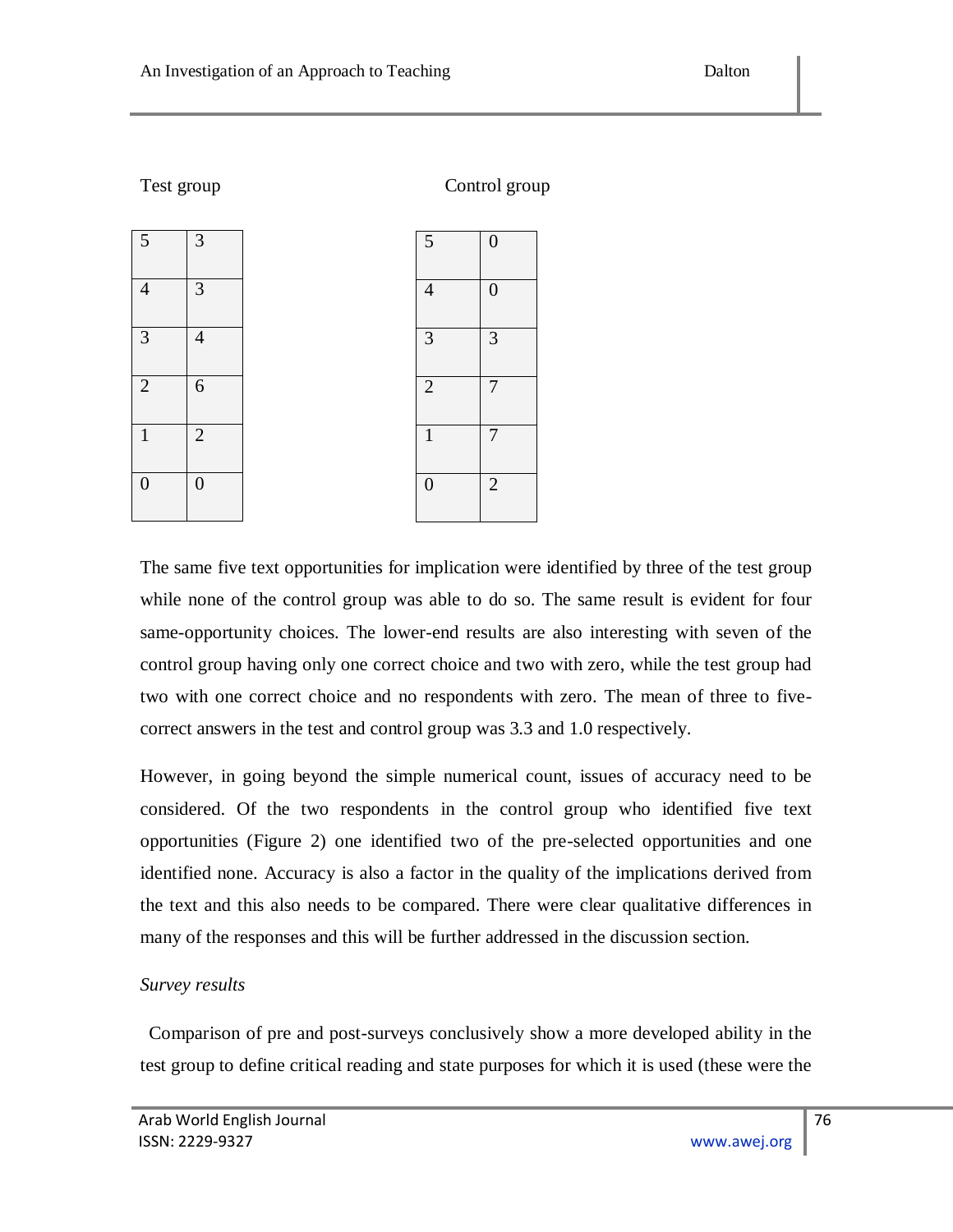Test group

| 5 | 3 |
|---|---|
| 4 | 3 |
| 3 | 4 |
| 2 | 6 |
| 1 | 2 |
| 0 | 0 |

Control group

| 5 | 0 |
|---|---|
| 4 | 0 |
| 3 | 3 |
| 2 | 7 |
| 1 | 7 |
| 0 | 2 |

The same five text opportunities for implication were identified by three of the test group while none of the control group was able to do so. The same result is evident for four same-opportunity choices. The lower-end results are also interesting with seven of the control group having only one correct choice and two with zero, while the test group had two with one correct choice and no respondents with zero. The mean of three to five-correct answers in the test and control group was 3.3 and 1.0 respectively.

However, in going beyond the simple numerical count, issues of accuracy need to be considered. Of the two respondents in the control group who identified five text opportunities (Figure 2) one identified two of the pre-selected opportunities and one identified none. Accuracy is also a factor in the quality of the implications derived from the text and this also needs to be compared. There were clear qualitative differences in many of the responses and this will be further addressed in the discussion section.

*Survey results*

Comparison of pre and post-surveys conclusively show a more developed ability in the test group to define critical reading and state purposes for which it is used (these were the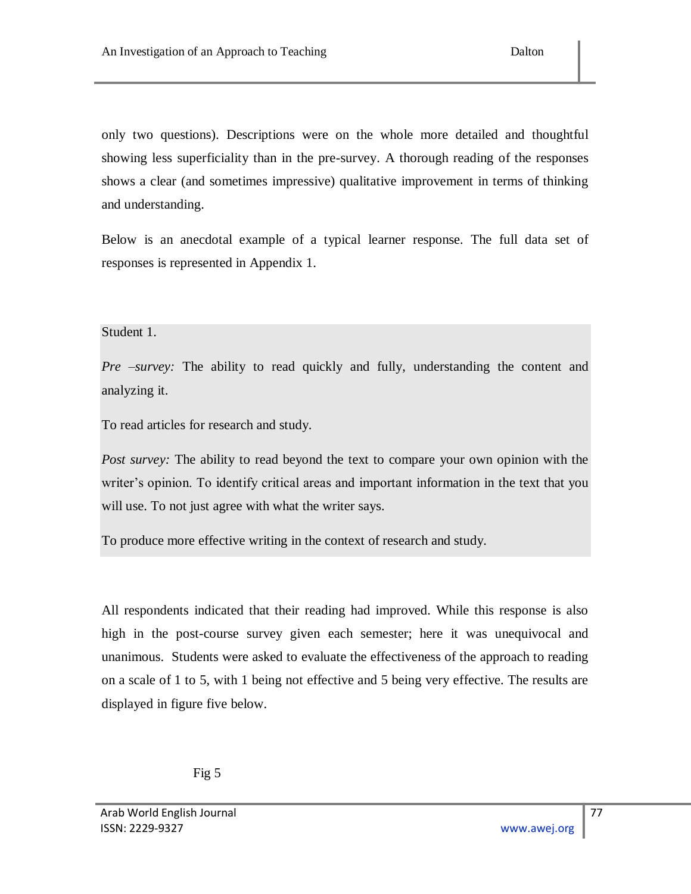only two questions). Descriptions were on the whole more detailed and thoughtful showing less superficiality than in the pre-survey. A thorough reading of the responses shows a clear (and sometimes impressive) qualitative improvement in terms of thinking and understanding.

Below is an anecdotal example of a typical learner response. The full data set of responses is represented in Appendix 1.

Student 1.

*Pre –survey:* The ability to read quickly and fully, understanding the content and analyzing it.

To read articles for research and study.

*Post survey:* The ability to read beyond the text to compare your own opinion with the writer's opinion. To identify critical areas and important information in the text that you will use. To not just agree with what the writer says.

To produce more effective writing in the context of research and study.

All respondents indicated that their reading had improved. While this response is also high in the post-course survey given each semester; here it was unequivocal and unanimous. Students were asked to evaluate the effectiveness of the approach to reading on a scale of 1 to 5, with 1 being not effective and 5 being very effective. The results are displayed in figure five below.

Fig 5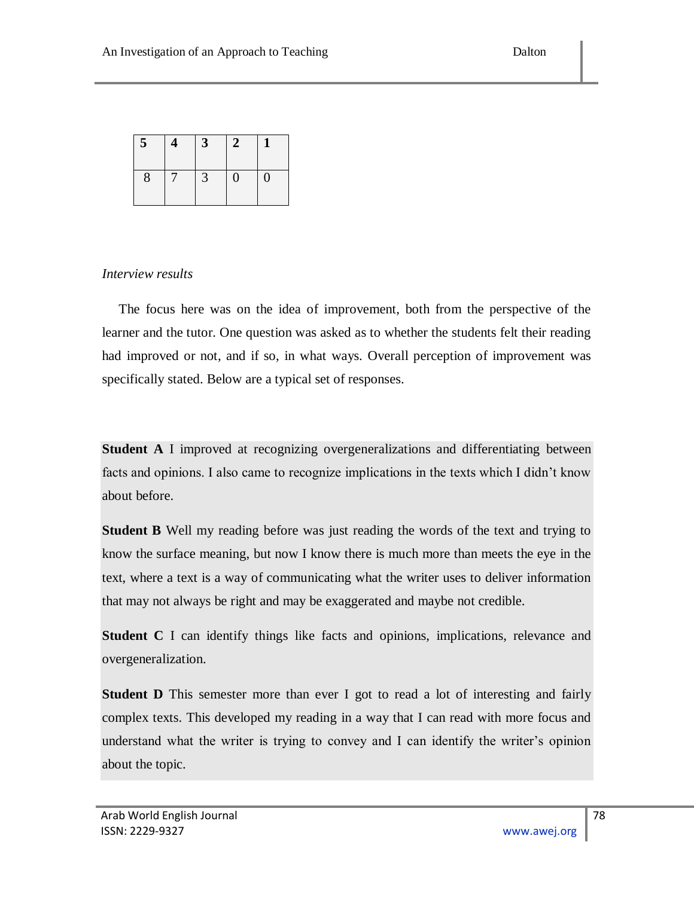| 5 | 4 | 3 | 2 | 1 |
|---|---|---|---|---|
| 8 | 7 | 3 | 0 | 0 |

*Interview results*

The focus here was on the idea of improvement, both from the perspective of the learner and the tutor. One question was asked as to whether the students felt their reading had improved or not, and if so, in what ways. Overall perception of improvement was specifically stated. Below are a typical set of responses.

**Student A** I improved at recognizing overgeneralizations and differentiating between facts and opinions. I also came to recognize implications in the texts which I didn't know about before.

**Student B** Well my reading before was just reading the words of the text and trying to know the surface meaning, but now I know there is much more than meets the eye in the text, where a text is a way of communicating what the writer uses to deliver information that may not always be right and may be exaggerated and maybe not credible.

**Student C** I can identify things like facts and opinions, implications, relevance and overgeneralization.

**Student D** This semester more than ever I got to read a lot of interesting and fairly complex texts. This developed my reading in a way that I can read with more focus and understand what the writer is trying to convey and I can identify the writer's opinion about the topic.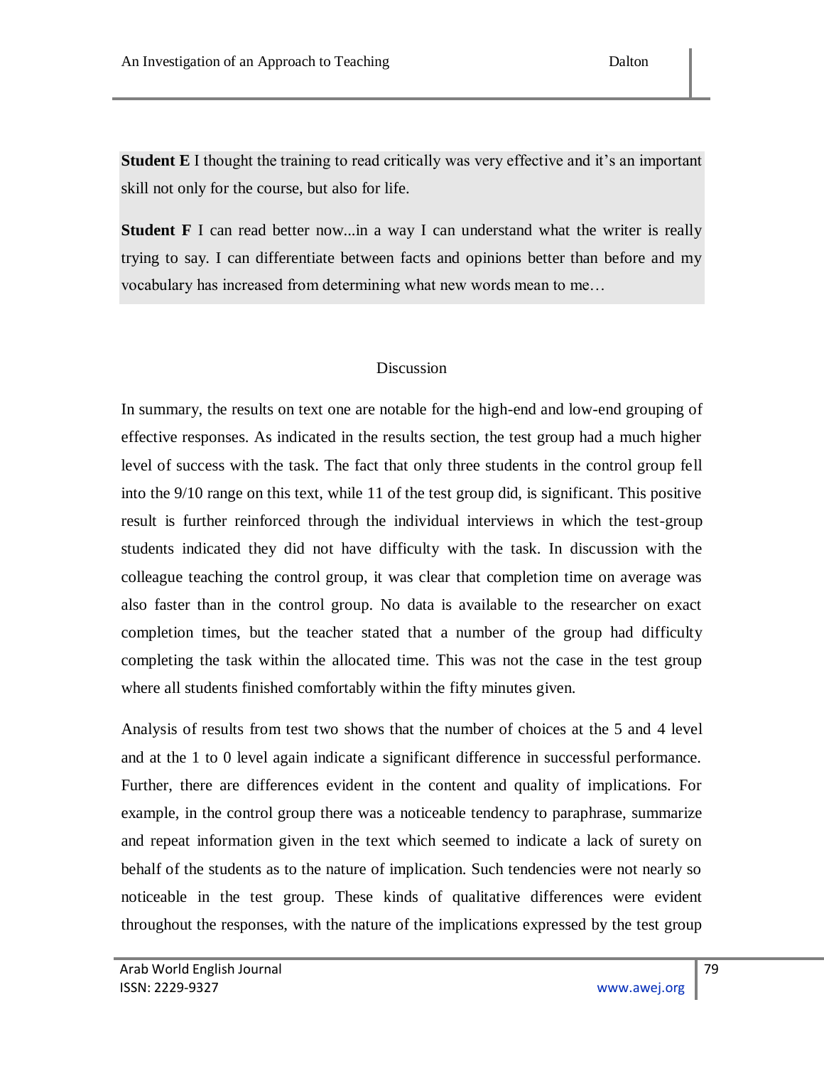**Student E** I thought the training to read critically was very effective and it's an important skill not only for the course, but also for life.

**Student F** I can read better now...in a way I can understand what the writer is really trying to say. I can differentiate between facts and opinions better than before and my vocabulary has increased from determining what new words mean to me…

## Discussion

In summary, the results on text one are notable for the high-end and low-end grouping of effective responses. As indicated in the results section, the test group had a much higher level of success with the task. The fact that only three students in the control group fell into the 9/10 range on this text, while 11 of the test group did, is significant. This positive result is further reinforced through the individual interviews in which the test-group students indicated they did not have difficulty with the task. In discussion with the colleague teaching the control group, it was clear that completion time on average was also faster than in the control group. No data is available to the researcher on exact completion times, but the teacher stated that a number of the group had difficulty completing the task within the allocated time. This was not the case in the test group where all students finished comfortably within the fifty minutes given.

Analysis of results from test two shows that the number of choices at the 5 and 4 level and at the 1 to 0 level again indicate a significant difference in successful performance. Further, there are differences evident in the content and quality of implications. For example, in the control group there was a noticeable tendency to paraphrase, summarize and repeat information given in the text which seemed to indicate a lack of surety on behalf of the students as to the nature of implication. Such tendencies were not nearly so noticeable in the test group. These kinds of qualitative differences were evident throughout the responses, with the nature of the implications expressed by the test group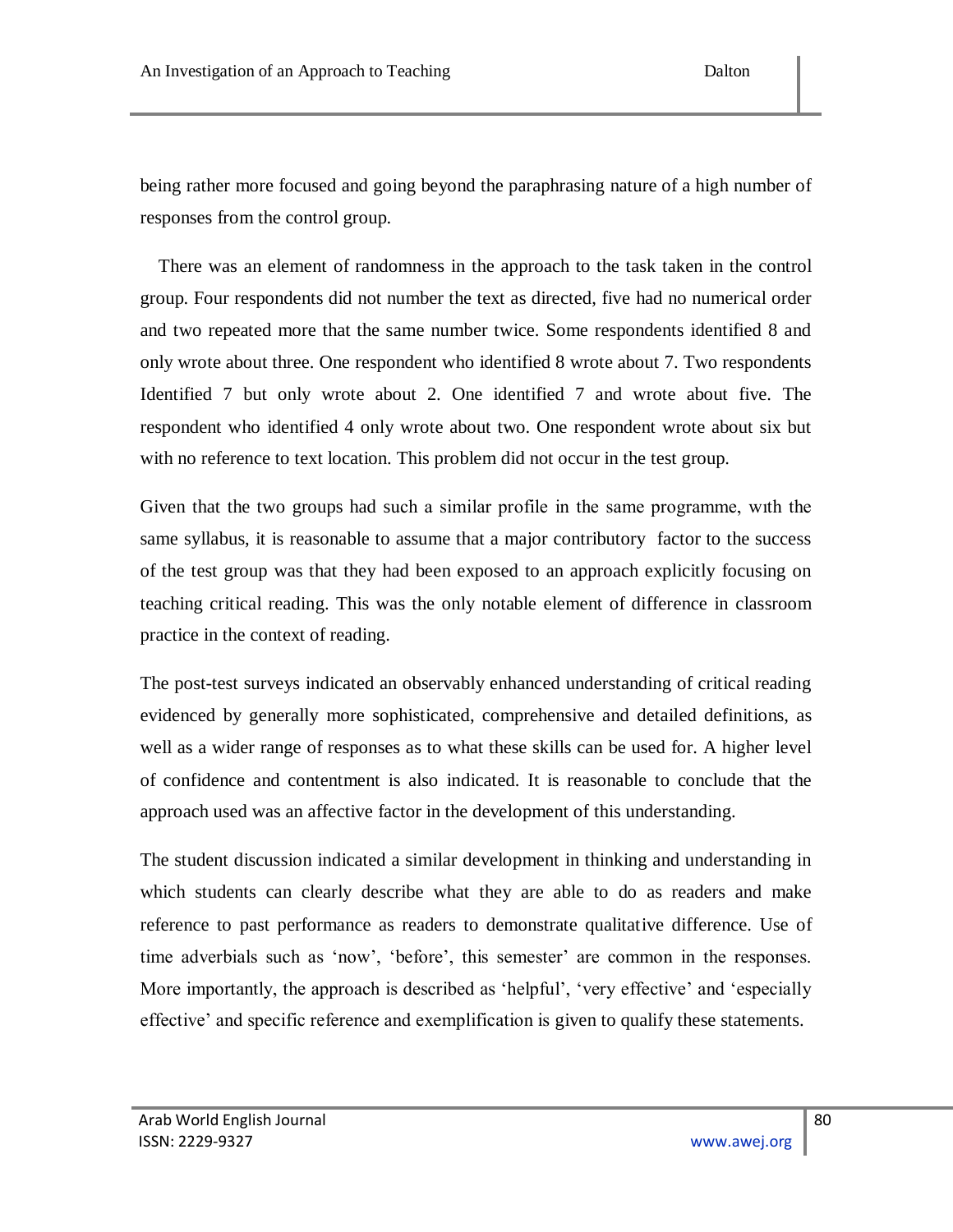being rather more focused and going beyond the paraphrasing nature of a high number of responses from the control group.

There was an element of randomness in the approach to the task taken in the control group. Four respondents did not number the text as directed, five had no numerical order and two repeated more that the same number twice. Some respondents identified 8 and only wrote about three. One respondent who identified 8 wrote about 7. Two respondents Identified 7 but only wrote about 2. One identified 7 and wrote about five. The respondent who identified 4 only wrote about two. One respondent wrote about six but with no reference to text location. This problem did not occur in the test group.

Given that the two groups had such a similar profile in the same programme, wıth the same syllabus, it is reasonable to assume that a major contributory factor to the success of the test group was that they had been exposed to an approach explicitly focusing on teaching critical reading. This was the only notable element of difference in classroom practice in the context of reading.

The post-test surveys indicated an observably enhanced understanding of critical reading evidenced by generally more sophisticated, comprehensive and detailed definitions, as well as a wider range of responses as to what these skills can be used for. A higher level of confidence and contentment is also indicated. It is reasonable to conclude that the approach used was an affective factor in the development of this understanding.

The student discussion indicated a similar development in thinking and understanding in which students can clearly describe what they are able to do as readers and make reference to past performance as readers to demonstrate qualitative difference. Use of time adverbials such as 'now', 'before', this semester' are common in the responses. More importantly, the approach is described as 'helpful', 'very effective' and 'especially effective' and specific reference and exemplification is given to qualify these statements.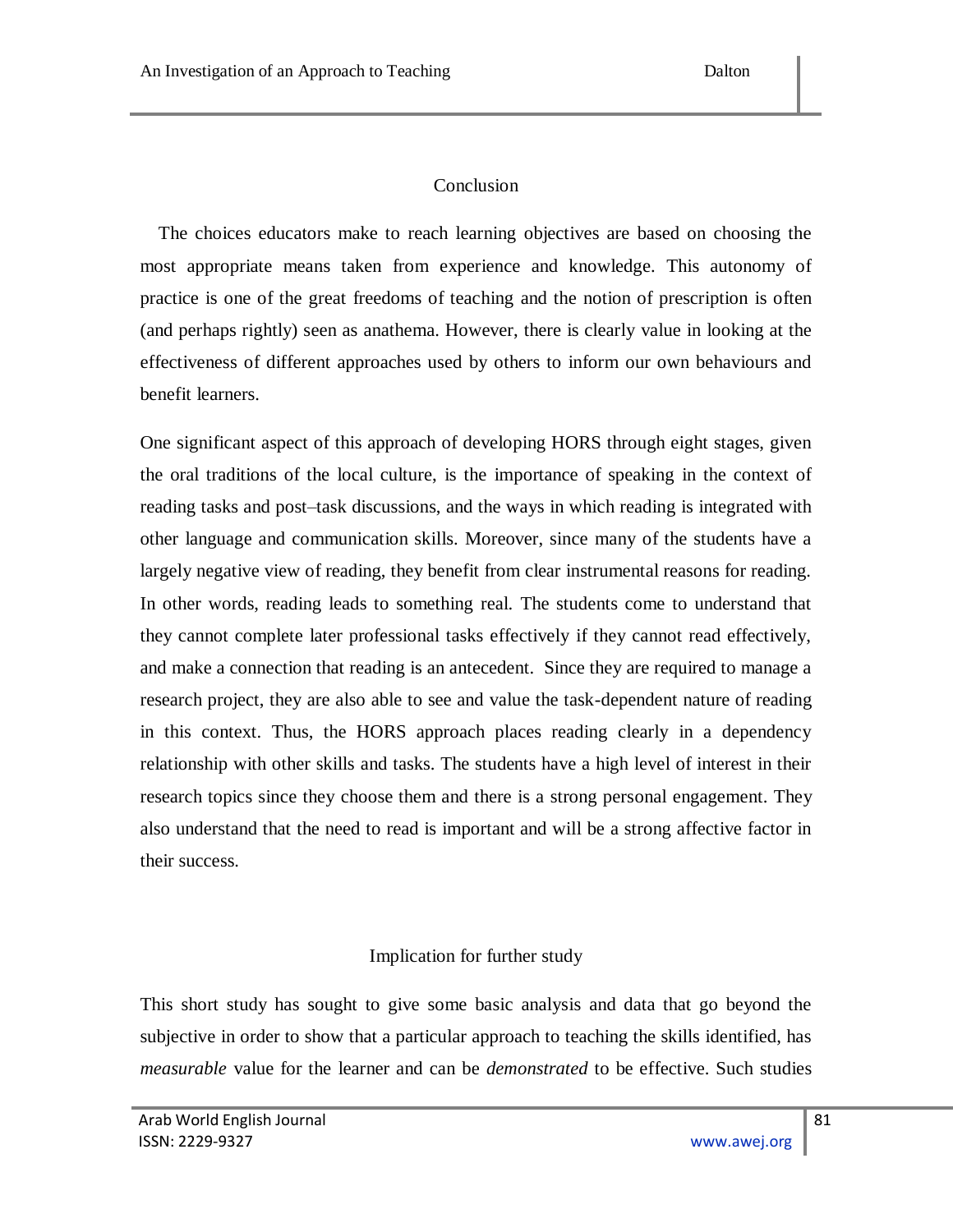## Conclusion

The choices educators make to reach learning objectives are based on choosing the most appropriate means taken from experience and knowledge. This autonomy of practice is one of the great freedoms of teaching and the notion of prescription is often (and perhaps rightly) seen as anathema. However, there is clearly value in looking at the effectiveness of different approaches used by others to inform our own behaviours and benefit learners.

One significant aspect of this approach of developing HORS through eight stages, given the oral traditions of the local culture, is the importance of speaking in the context of reading tasks and post–task discussions, and the ways in which reading is integrated with other language and communication skills. Moreover, since many of the students have a largely negative view of reading, they benefit from clear instrumental reasons for reading. In other words, reading leads to something real. The students come to understand that they cannot complete later professional tasks effectively if they cannot read effectively, and make a connection that reading is an antecedent. Since they are required to manage a research project, they are also able to see and value the task-dependent nature of reading in this context. Thus, the HORS approach places reading clearly in a dependency relationship with other skills and tasks. The students have a high level of interest in their research topics since they choose them and there is a strong personal engagement. They also understand that the need to read is important and will be a strong affective factor in their success.

## Implication for further study

This short study has sought to give some basic analysis and data that go beyond the subjective in order to show that a particular approach to teaching the skills identified, has *measurable* value for the learner and can be *demonstrated* to be effective. Such studies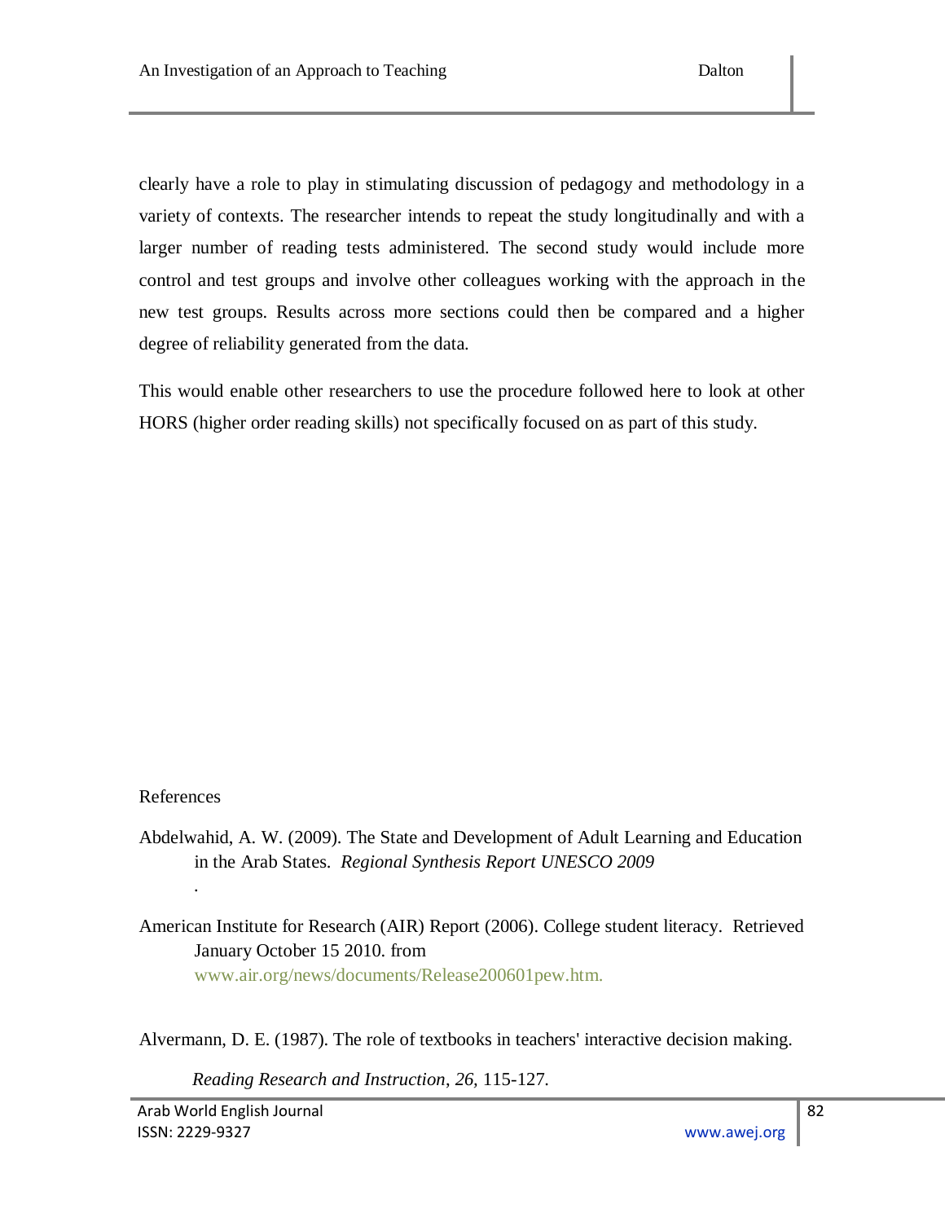clearly have a role to play in stimulating discussion of pedagogy and methodology in a variety of contexts. The researcher intends to repeat the study longitudinally and with a larger number of reading tests administered. The second study would include more control and test groups and involve other colleagues working with the approach in the new test groups. Results across more sections could then be compared and a higher degree of reliability generated from the data.

This would enable other researchers to use the procedure followed here to look at other HORS (higher order reading skills) not specifically focused on as part of this study.

References

Abdelwahid, A. W. (2009). The State and Development of Adult Learning and Education in the Arab States. *Regional Synthesis Report UNESCO 2009*

.

American Institute for Research (AIR) Report (2006). College student literacy. Retrieved January October 15 2010. from www.air.org/news/documents/Release200601pew.htm.

Alvermann, D. E. (1987). The role of textbooks in teachers' interactive decision making. *Reading Research and Instruction, 26,* 115-127.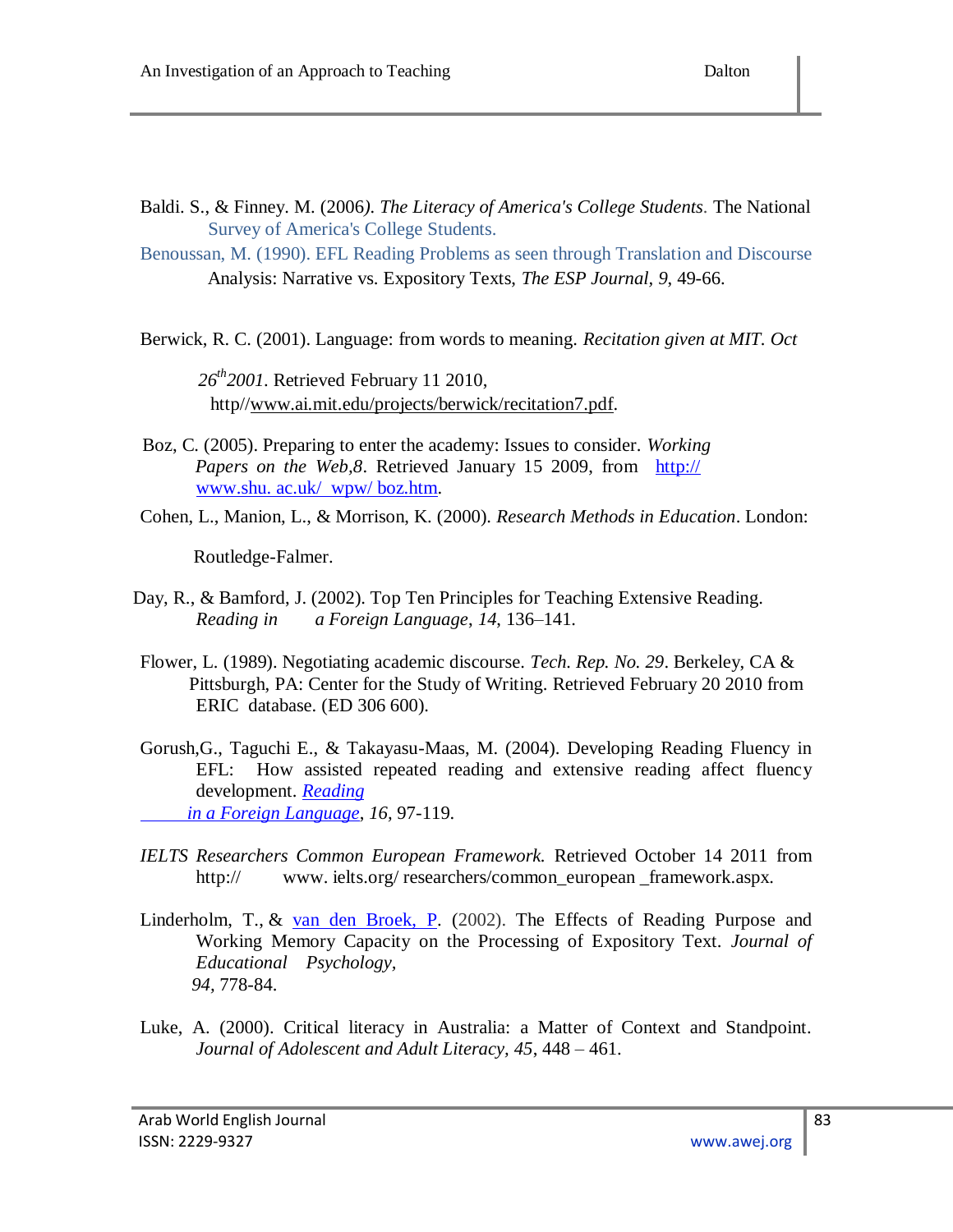Baldi. S., & Finney. M. (2006). *The Literacy of America's College Students*. The National Survey of America's College Students.

Benoussan, M. (1990). EFL Reading Problems as seen through Translation and Discourse Analysis: Narrative vs. Expository Texts, *The ESP Journal, 9*, 49-66.

Berwick, R. C. (2001). Language: from words to meaning. *Recitation given at MIT. Oct 26th 2001*. Retrieved February 11 2010, http//www.ai.mit.edu/projects/berwick/recitation7.pdf.

Boz, C. (2005). Preparing to enter the academy: Issues to consider. *Working Papers on the Web,8*. Retrieved January 15 2009, from http:// www.shu. ac.uk/ wpw/ boz.htm.

Cohen, L., Manion, L., & Morrison, K. (2000). *Research Methods in Education*. London: Routledge-Falmer.

Day, R., & Bamford, J. (2002). Top Ten Principles for Teaching Extensive Reading. *Reading in a Foreign Language*, *14*, 136–141.

Flower, L. (1989). Negotiating academic discourse. *Tech. Rep. No. 29*. Berkeley, CA & Pittsburgh, PA: Center for the Study of Writing. Retrieved February 20 2010 from ERIC database. (ED 306 600).

Gorush,G., Taguchi E., & Takayasu-Maas, M. (2004). Developing Reading Fluency in EFL: How assisted repeated reading and extensive reading affect fluency development. *Reading in a Foreign Language*, *16*, 97-119.

*IELTS Researchers Common European Framework.* Retrieved October 14 2011 from http:// www. ielts.org/ researchers/common_european _framework.aspx.

Linderholm, T., & van den Broek, P. (2002). The Effects of Reading Purpose and Working Memory Capacity on the Processing of Expository Text. *Journal of Educational Psychology, 94*, 778-84.

Luke, A. (2000). Critical literacy in Australia: a Matter of Context and Standpoint. *Journal of Adolescent and Adult Literacy, 45*, 448 – 461.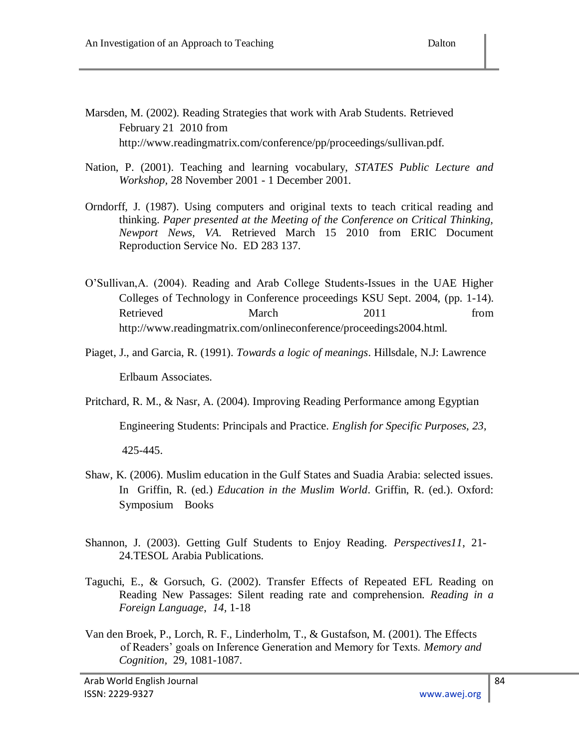Marsden, M. (2002). Reading Strategies that work with Arab Students. Retrieved February 21 2010 from http://www.readingmatrix.com/conference/pp/proceedings/sullivan.pdf.

Nation, P. (2001). Teaching and learning vocabulary, *STATES Public Lecture and Workshop,* 28 November 2001 - 1 December 2001.

Orndorff, J. (1987). Using computers and original texts to teach critical reading and thinking. *Paper presented at the Meeting of the Conference on Critical Thinking, Newport News, VA.* Retrieved March 15 2010 from ERIC Document Reproduction Service No. ED 283 137.

O'Sullivan,A. (2004). Reading and Arab College Students-Issues in the UAE Higher Colleges of Technology in Conference proceedings KSU Sept. 2004, (pp. 1-14). Retrieved March 2011 from http://www.readingmatrix.com/onlineconference/proceedings2004.html.

Piaget, J., and Garcia, R. (1991). *Towards a logic of meanings*. Hillsdale, N.J: Lawrence Erlbaum Associates.

Pritchard, R. M., & Nasr, A. (2004). Improving Reading Performance among Egyptian Engineering Students: Principals and Practice. *English for Specific Purposes, 23,* 425-445.

Shaw, K. (2006). Muslim education in the Gulf States and Suadia Arabia: selected issues. In Griffin, R. (ed.) *Education in the Muslim World*. Griffin, R. (ed.). Oxford: Symposium Books

Shannon, J. (2003). Getting Gulf Students to Enjoy Reading. *Perspectives11*, 21-24.TESOL Arabia Publications.

Taguchi, E., & Gorsuch, G. (2002). Transfer Effects of Repeated EFL Reading on Reading New Passages: Silent reading rate and comprehension. *Reading in a Foreign Language*, *14,* 1-18

Van den Broek, P., Lorch, R. F., Linderholm, T., & Gustafson, M. (2001). The Effects of Readers' goals on Inference Generation and Memory for Texts. *Memory and Cognition,* 29, 1081-1087.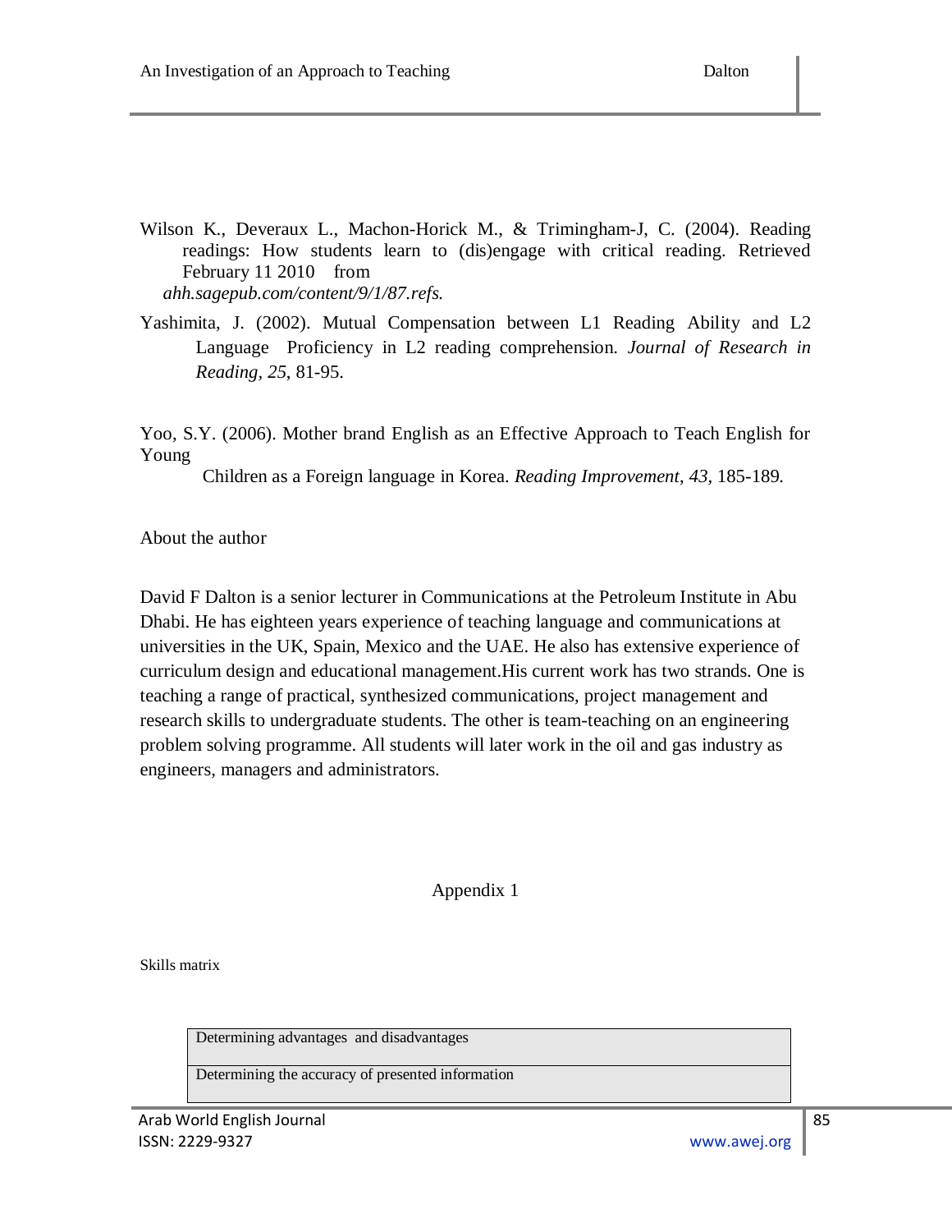Wilson K., Deveraux L., Machon-Horick M., & Trimingham-J, C. (2004). Reading readings: How students learn to (dis)engage with critical reading. Retrieved February 11 2010 from *ahh.sagepub.com/content/9/1/87.refs.*

Yashimita, J. (2002). Mutual Compensation between L1 Reading Ability and L2 Language Proficiency in L2 reading comprehension. *Journal of Research in Reading, 25*, 81-95.

Yoo, S.Y. (2006). Mother brand English as an Effective Approach to Teach English for Young Children as a Foreign language in Korea. *Reading Improvement, 43*, 185-189.

About the author

David F Dalton is a senior lecturer in Communications at the Petroleum Institute in Abu Dhabi. He has eighteen years experience of teaching language and communications at universities in the UK, Spain, Mexico and the UAE. He also has extensive experience of curriculum design and educational management.His current work has two strands. One is teaching a range of practical, synthesized communications, project management and research skills to undergraduate students. The other is team-teaching on an engineering problem solving programme. All students will later work in the oil and gas industry as engineers, managers and administrators.

## Appendix 1

Skills matrix

| Determining advantages and disadvantages |
|---|
| Determining the accuracy of presented information |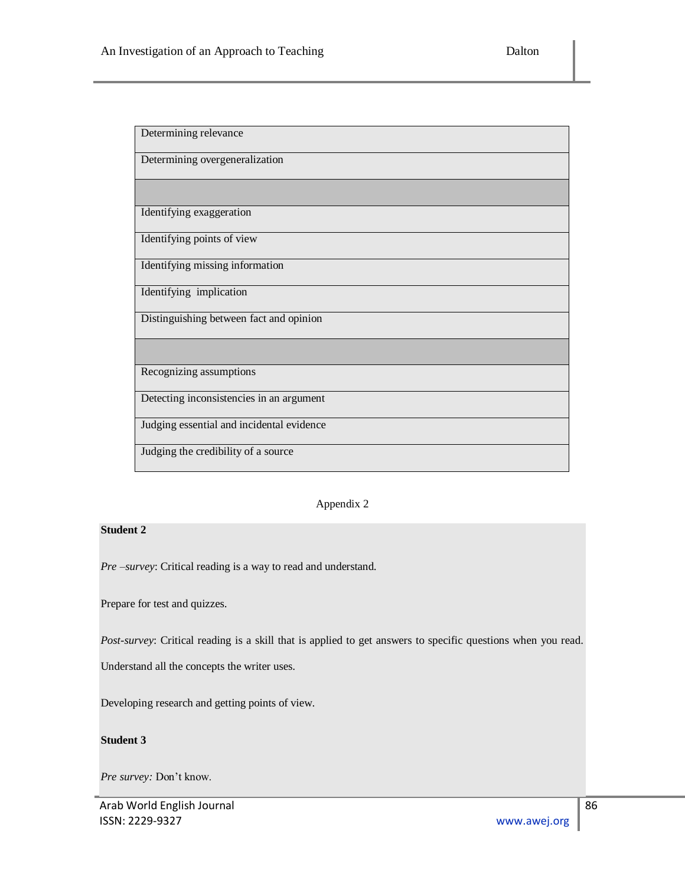| Determining relevance |
|---|
| Determining overgeneralization |
| |
| Identifying exaggeration |
| Identifying points of view |
| Identifying missing information |
| Identifying  implication |
| Distinguishing between fact and opinion |
| |
| Recognizing assumptions |
| Detecting inconsistencies in an argument |
| Judging essential and incidental evidence |
| Judging the credibility of a source |

Appendix 2

**Student 2**

*Pre –survey*: Critical reading is a way to read and understand.

Prepare for test and quizzes.

*Post-survey*: Critical reading is a skill that is applied to get answers to specific questions when you read.

Understand all the concepts the writer uses.

Developing research and getting points of view.

**Student 3**

*Pre survey:* Don't know.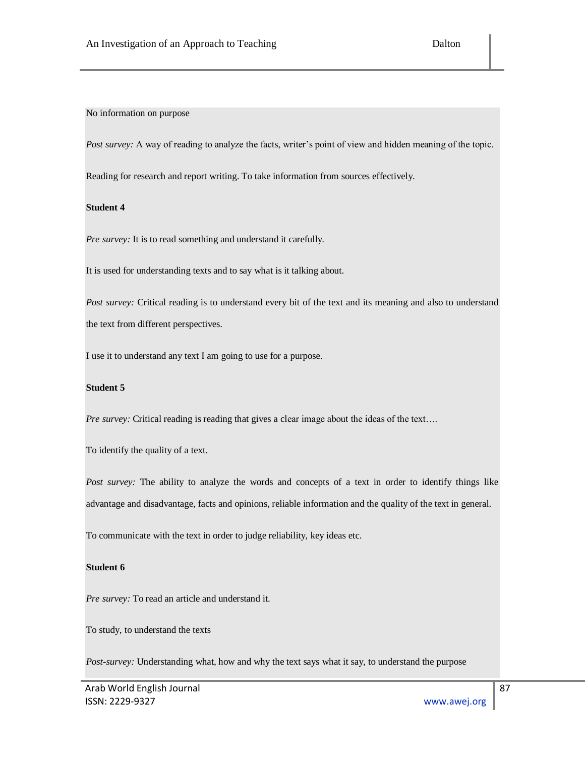No information on purpose

*Post survey:* A way of reading to analyze the facts, writer's point of view and hidden meaning of the topic.

Reading for research and report writing. To take information from sources effectively.

**Student 4**

*Pre survey:* It is to read something and understand it carefully.

It is used for understanding texts and to say what is it talking about.

*Post survey:* Critical reading is to understand every bit of the text and its meaning and also to understand the text from different perspectives.

I use it to understand any text I am going to use for a purpose.

**Student 5**

*Pre survey:* Critical reading is reading that gives a clear image about the ideas of the text….

To identify the quality of a text.

*Post survey:* The ability to analyze the words and concepts of a text in order to identify things like advantage and disadvantage, facts and opinions, reliable information and the quality of the text in general.

To communicate with the text in order to judge reliability, key ideas etc.

**Student 6**

*Pre survey:* To read an article and understand it.

To study, to understand the texts

*Post-survey:* Understanding what, how and why the text says what it say, to understand the purpose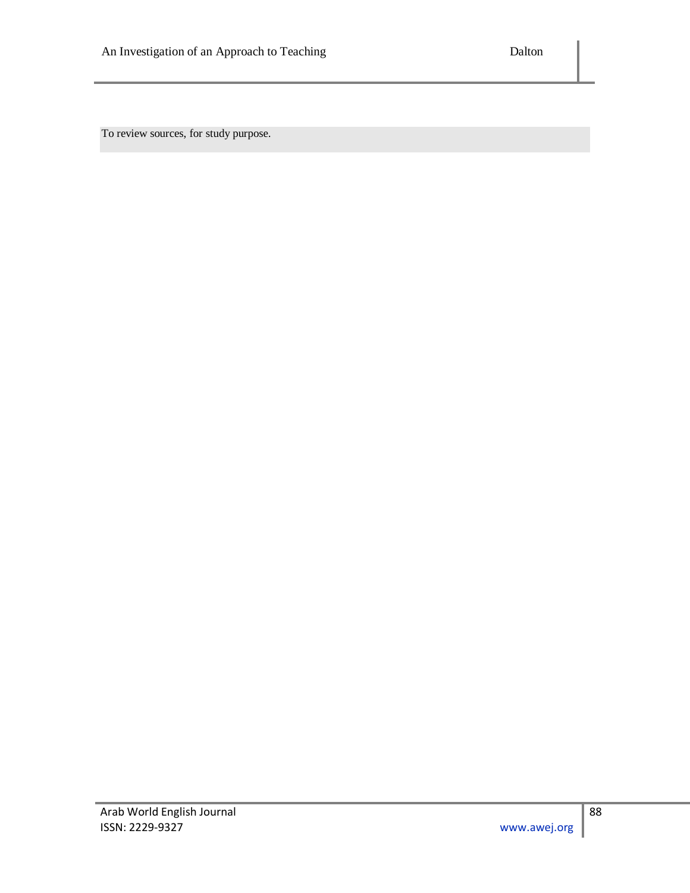To review sources, for study purpose.